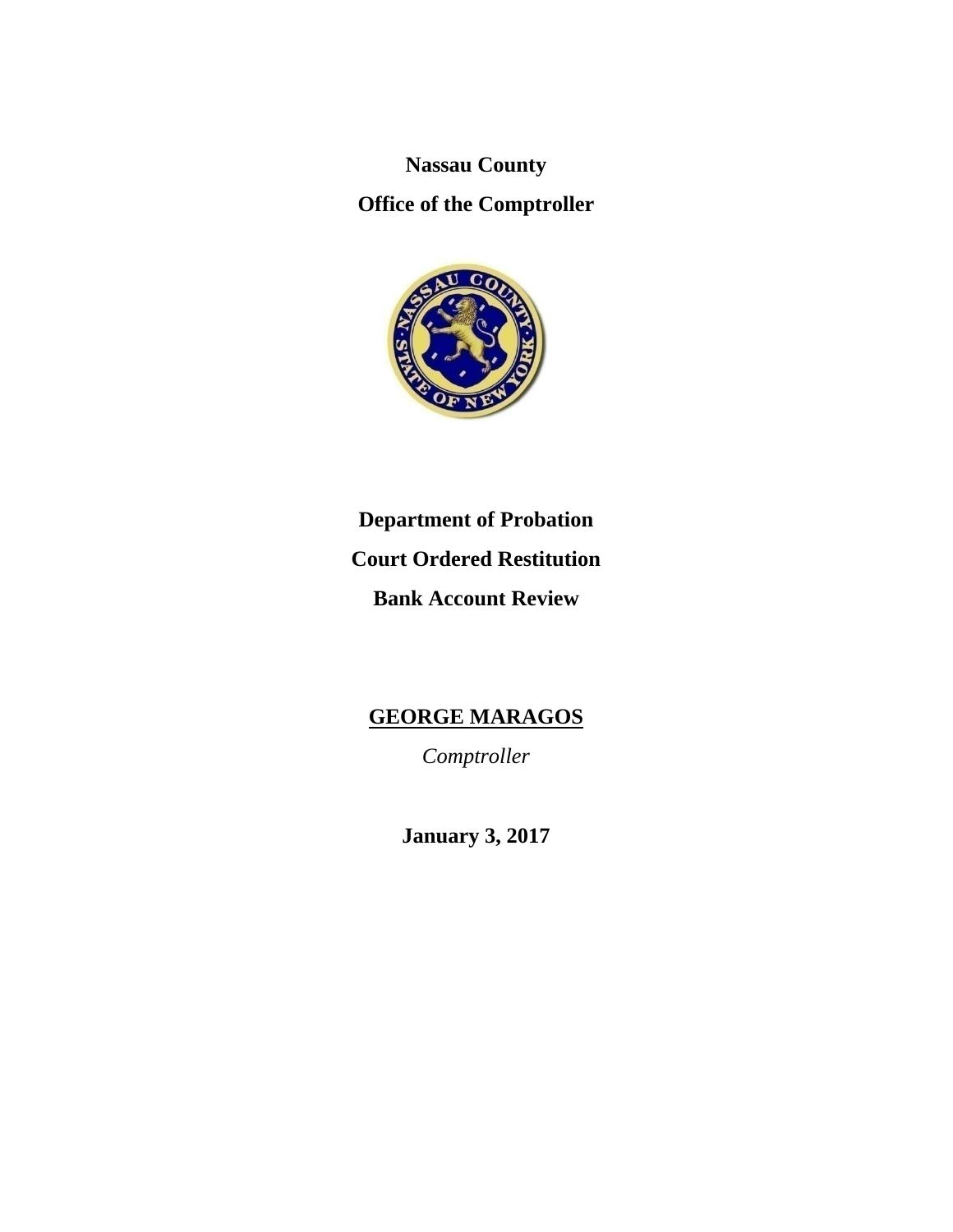**Nassau County**

**Office of the Comptroller**

**Department of Probation**

**Court Ordered Restitution**

**Bank Account Review**

**GEORGE MARAGOS**

*Comptroller*

**January 3, 2017**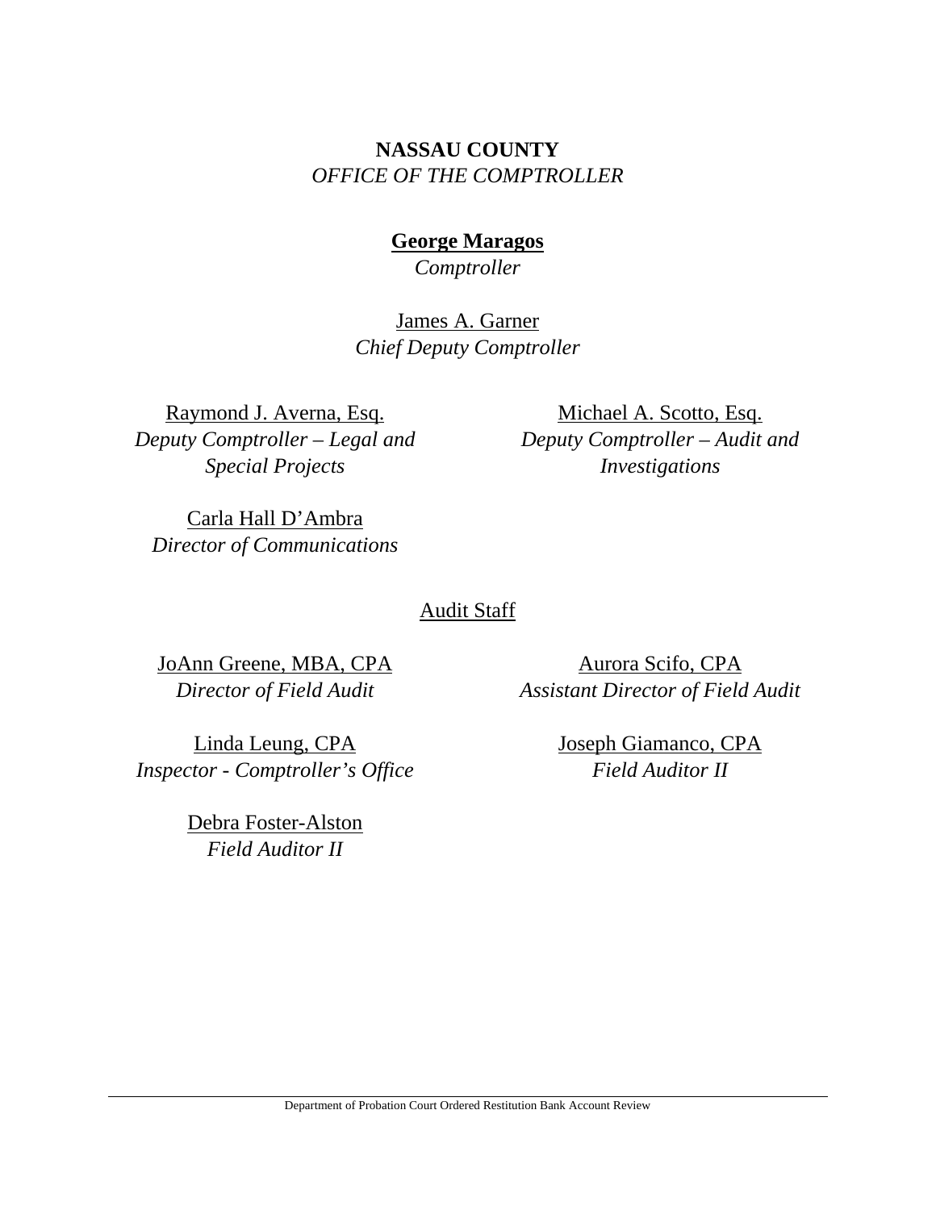**NASSAU COUNTY**

*OFFICE OF THE COMPTROLLER*

**George Maragos**

*Comptroller*

James A. Garner

*Chief Deputy Comptroller*

Raymond J. Averna, Esq.

*Deputy Comptroller – Legal and Special Projects*

Michael A. Scotto, Esq.

*Deputy Comptroller – Audit and Investigations*

Carla Hall D'Ambra

*Director of Communications*

Audit Staff

JoAnn Greene, MBA, CPA

*Director of Field Audit*

Aurora Scifo, CPA

*Assistant Director of Field Audit*

Linda Leung, CPA

*Inspector - Comptroller's Office*

Joseph Giamanco, CPA

*Field Auditor II*

Debra Foster-Alston

*Field Auditor II*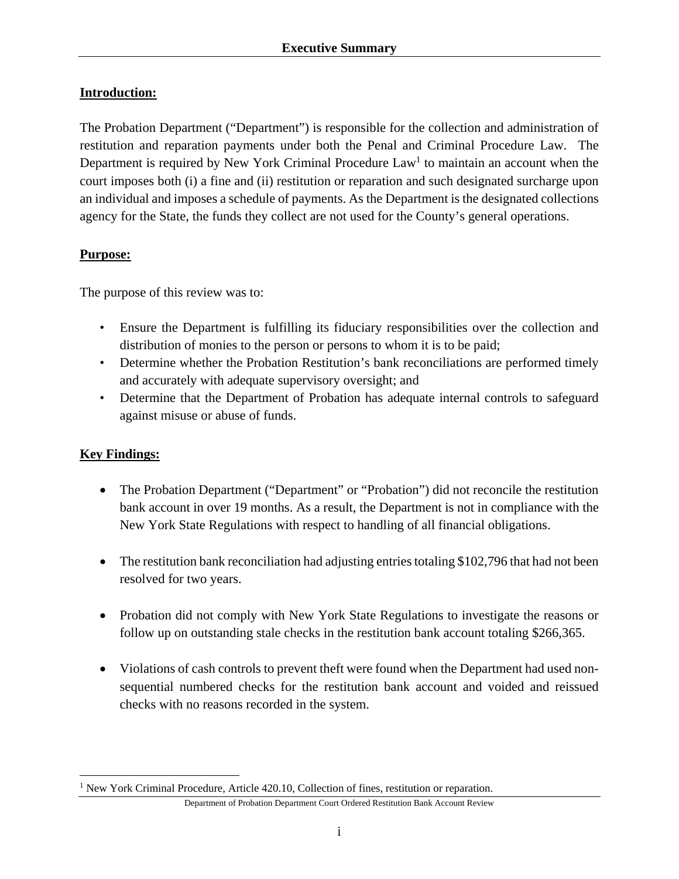# Executive Summary

**Introduction:**

The Probation Department ("Department") is responsible for the collection and administration of restitution and reparation payments under both the Penal and Criminal Procedure Law. The Department is required by New York Criminal Procedure Law[1] to maintain an account when the court imposes both (i) a fine and (ii) restitution or reparation and such designated surcharge upon an individual and imposes a schedule of payments. As the Department is the designated collections agency for the State, the funds they collect are not used for the County's general operations.

**Purpose:**

The purpose of this review was to:

- Ensure the Department is fulfilling its fiduciary responsibilities over the collection and distribution of monies to the person or persons to whom it is to be paid;
- Determine whether the Probation Restitution's bank reconciliations are performed timely and accurately with adequate supervisory oversight; and
- Determine that the Department of Probation has adequate internal controls to safeguard against misuse or abuse of funds.

**Key Findings:**

- The Probation Department ("Department" or "Probation") did not reconcile the restitution bank account in over 19 months. As a result, the Department is not in compliance with the New York State Regulations with respect to handling of all financial obligations.
- The restitution bank reconciliation had adjusting entries totaling $102,796 that had not been resolved for two years.
- Probation did not comply with New York State Regulations to investigate the reasons or follow up on outstanding stale checks in the restitution bank account totaling $266,365.
- Violations of cash controls to prevent theft were found when the Department had used non-sequential numbered checks for the restitution bank account and voided and reissued checks with no reasons recorded in the system.

[1] New York Criminal Procedure, Article 420.10, Collection of fines, restitution or reparation.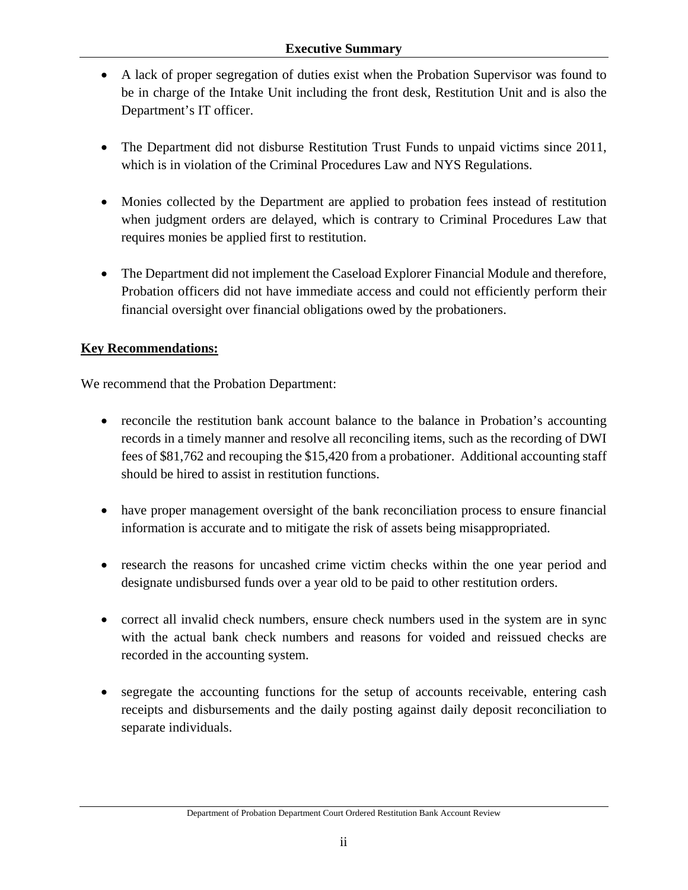- A lack of proper segregation of duties exist when the Probation Supervisor was found to be in charge of the Intake Unit including the front desk, Restitution Unit and is also the Department's IT officer.

- The Department did not disburse Restitution Trust Funds to unpaid victims since 2011, which is in violation of the Criminal Procedures Law and NYS Regulations.

- Monies collected by the Department are applied to probation fees instead of restitution when judgment orders are delayed, which is contrary to Criminal Procedures Law that requires monies be applied first to restitution.

- The Department did not implement the Caseload Explorer Financial Module and therefore, Probation officers did not have immediate access and could not efficiently perform their financial oversight over financial obligations owed by the probationers.

**Key Recommendations:**

We recommend that the Probation Department:

- reconcile the restitution bank account balance to the balance in Probation's accounting records in a timely manner and resolve all reconciling items, such as the recording of DWI fees of $81,762 and recouping the $15,420 from a probationer. Additional accounting staff should be hired to assist in restitution functions.

- have proper management oversight of the bank reconciliation process to ensure financial information is accurate and to mitigate the risk of assets being misappropriated.

- research the reasons for uncashed crime victim checks within the one year period and designate undisbursed funds over a year old to be paid to other restitution orders.

- correct all invalid check numbers, ensure check numbers used in the system are in sync with the actual bank check numbers and reasons for voided and reissued checks are recorded in the accounting system.

- segregate the accounting functions for the setup of accounts receivable, entering cash receipts and disbursements and the daily posting against daily deposit reconciliation to separate individuals.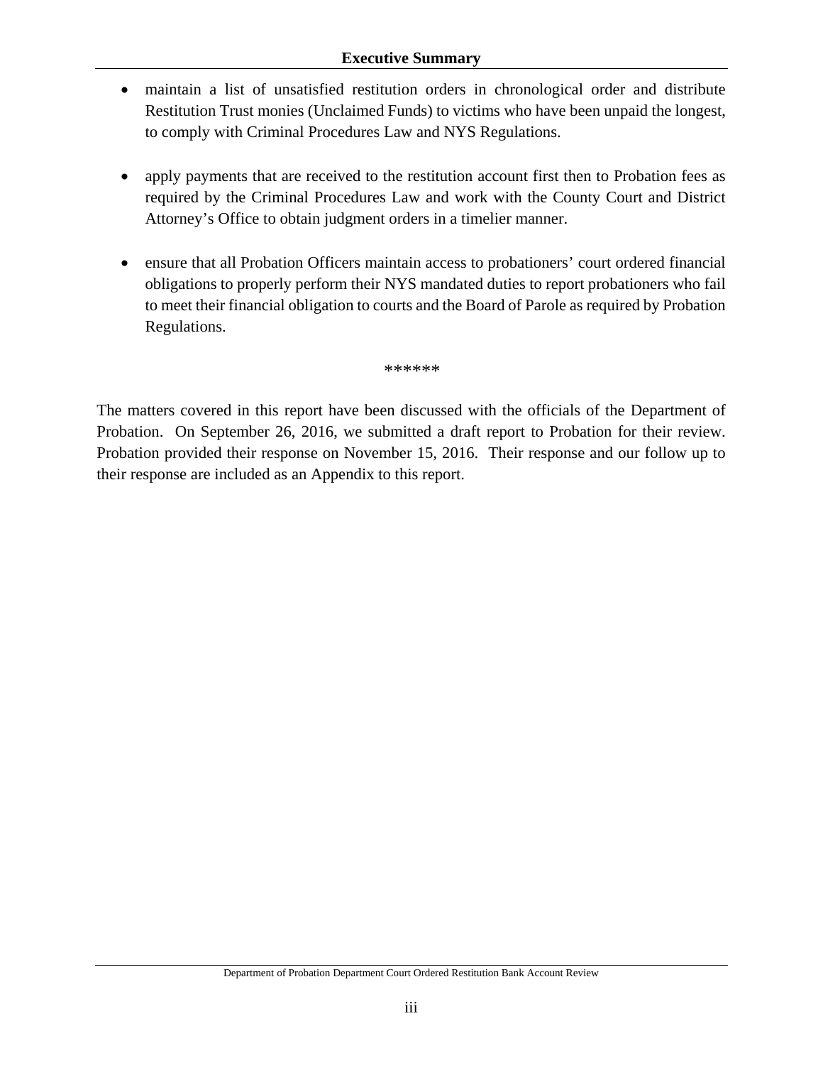- maintain a list of unsatisfied restitution orders in chronological order and distribute Restitution Trust monies (Unclaimed Funds) to victims who have been unpaid the longest, to comply with Criminal Procedures Law and NYS Regulations.

- apply payments that are received to the restitution account first then to Probation fees as required by the Criminal Procedures Law and work with the County Court and District Attorney's Office to obtain judgment orders in a timelier manner.

- ensure that all Probation Officers maintain access to probationers' court ordered financial obligations to properly perform their NYS mandated duties to report probationers who fail to meet their financial obligation to courts and the Board of Parole as required by Probation Regulations.

******

The matters covered in this report have been discussed with the officials of the Department of Probation. On September 26, 2016, we submitted a draft report to Probation for their review. Probation provided their response on November 15, 2016. Their response and our follow up to their response are included as an Appendix to this report.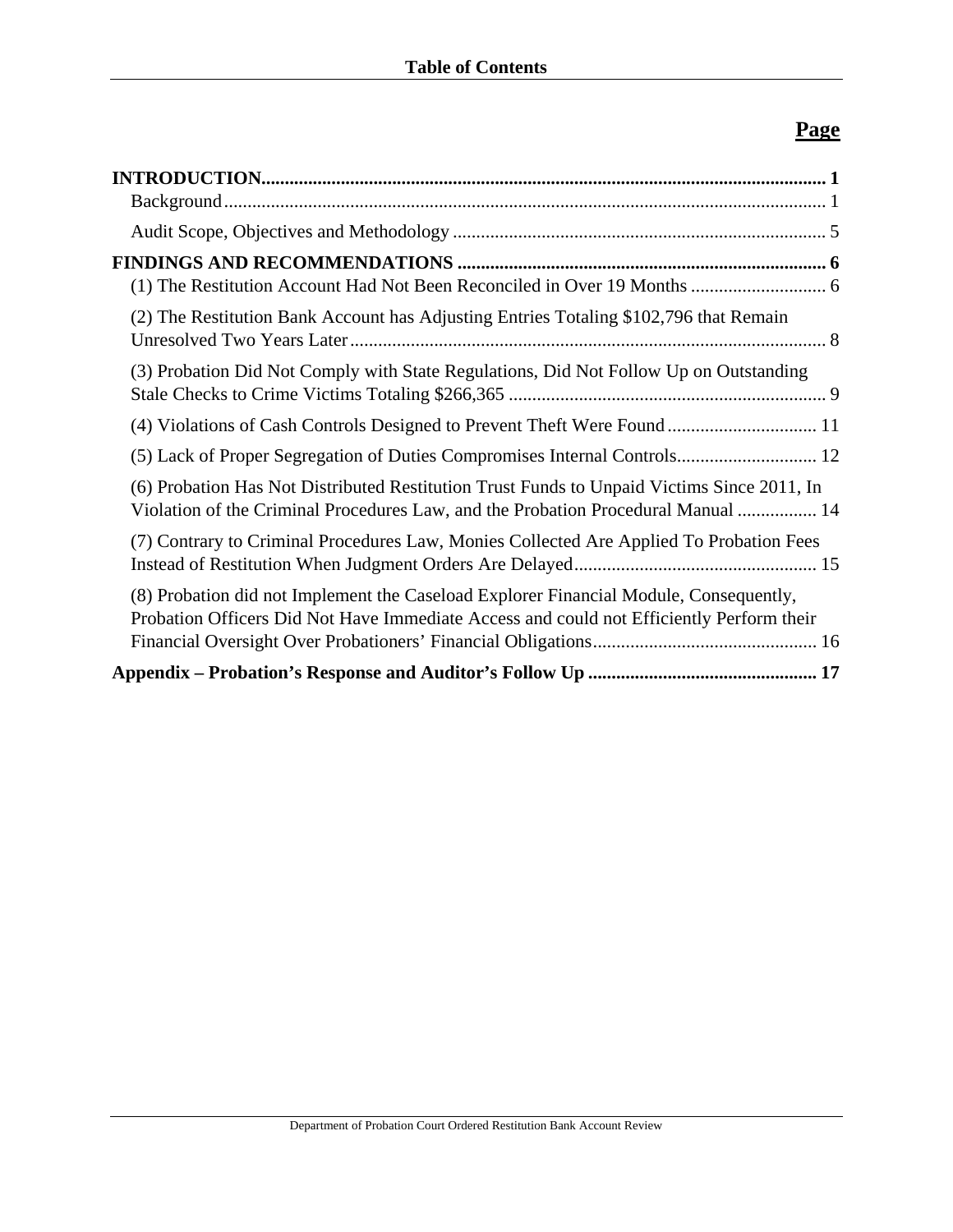# Table of Contents

| | Page |
|---|---|
| **INTRODUCTION** | **1** |
| Background | 1 |
| Audit Scope, Objectives and Methodology | 5 |
| **FINDINGS AND RECOMMENDATIONS** | **6** |
| (1) The Restitution Account Had Not Been Reconciled in Over 19 Months | 6 |
| (2) The Restitution Bank Account has Adjusting Entries Totaling $102,796 that Remain Unresolved Two Years Later | 8 |
| (3) Probation Did Not Comply with State Regulations, Did Not Follow Up on Outstanding Stale Checks to Crime Victims Totaling $266,365 | 9 |
| (4) Violations of Cash Controls Designed to Prevent Theft Were Found | 11 |
| (5) Lack of Proper Segregation of Duties Compromises Internal Controls | 12 |
| (6) Probation Has Not Distributed Restitution Trust Funds to Unpaid Victims Since 2011, In Violation of the Criminal Procedures Law, and the Probation Procedural Manual | 14 |
| (7) Contrary to Criminal Procedures Law, Monies Collected Are Applied To Probation Fees Instead of Restitution When Judgment Orders Are Delayed | 15 |
| (8) Probation did not Implement the Caseload Explorer Financial Module, Consequently, Probation Officers Did Not Have Immediate Access and could not Efficiently Perform their Financial Oversight Over Probationers' Financial Obligations | 16 |
| **Appendix – Probation's Response and Auditor's Follow Up** | **17** |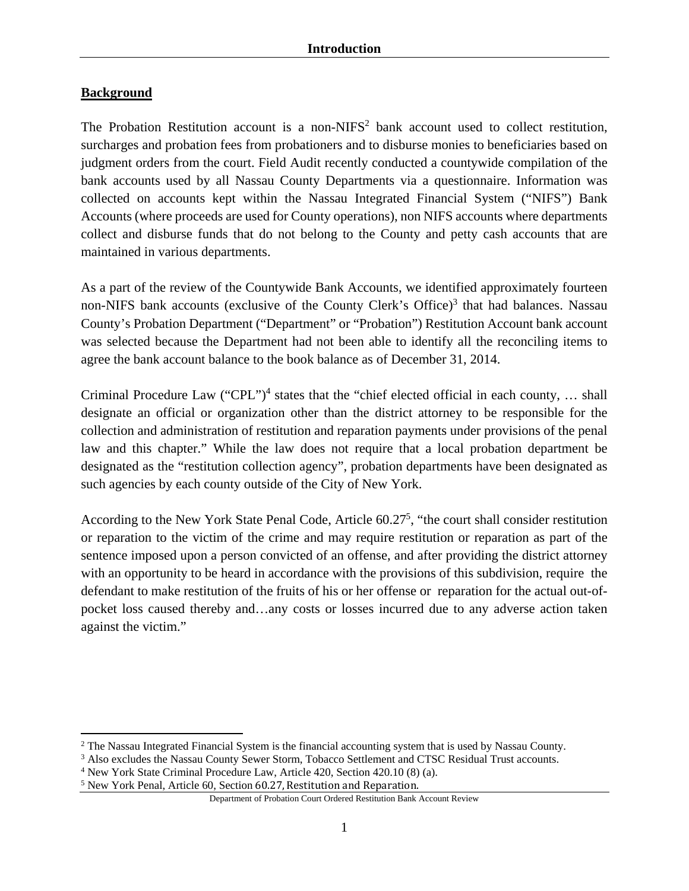# Introduction

## Background

The Probation Restitution account is a non-NIFS[2] bank account used to collect restitution, surcharges and probation fees from probationers and to disburse monies to beneficiaries based on judgment orders from the court. Field Audit recently conducted a countywide compilation of the bank accounts used by all Nassau County Departments via a questionnaire. Information was collected on accounts kept within the Nassau Integrated Financial System ("NIFS") Bank Accounts (where proceeds are used for County operations), non NIFS accounts where departments collect and disburse funds that do not belong to the County and petty cash accounts that are maintained in various departments.

As a part of the review of the Countywide Bank Accounts, we identified approximately fourteen non-NIFS bank accounts (exclusive of the County Clerk's Office)[3] that had balances. Nassau County's Probation Department ("Department" or "Probation") Restitution Account bank account was selected because the Department had not been able to identify all the reconciling items to agree the bank account balance to the book balance as of December 31, 2014.

Criminal Procedure Law ("CPL")[4] states that the "chief elected official in each county, … shall designate an official or organization other than the district attorney to be responsible for the collection and administration of restitution and reparation payments under provisions of the penal law and this chapter." While the law does not require that a local probation department be designated as the "restitution collection agency", probation departments have been designated as such agencies by each county outside of the City of New York.

According to the New York State Penal Code, Article 60.27[5], "the court shall consider restitution or reparation to the victim of the crime and may require restitution or reparation as part of the sentence imposed upon a person convicted of an offense, and after providing the district attorney with an opportunity to be heard in accordance with the provisions of this subdivision, require the defendant to make restitution of the fruits of his or her offense or reparation for the actual out-of-pocket loss caused thereby and…any costs or losses incurred due to any adverse action taken against the victim."

---

[2] The Nassau Integrated Financial System is the financial accounting system that is used by Nassau County.

[3] Also excludes the Nassau County Sewer Storm, Tobacco Settlement and CTSC Residual Trust accounts.

[4] New York State Criminal Procedure Law, Article 420, Section 420.10 (8) (a).

[5] New York Penal, Article 60, Section 60.27, Restitution and Reparation.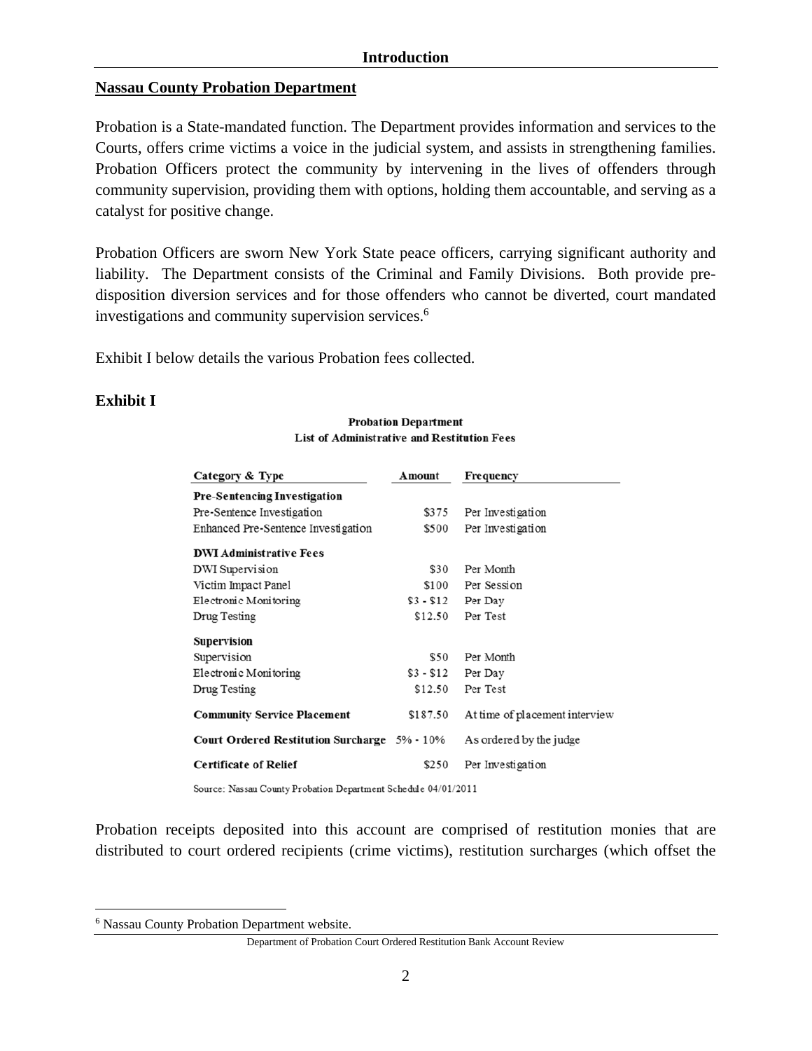## Nassau County Probation Department

Probation is a State-mandated function. The Department provides information and services to the Courts, offers crime victims a voice in the judicial system, and assists in strengthening families. Probation Officers protect the community by intervening in the lives of offenders through community supervision, providing them with options, holding them accountable, and serving as a catalyst for positive change.

Probation Officers are sworn New York State peace officers, carrying significant authority and liability. The Department consists of the Criminal and Family Divisions. Both provide pre-disposition diversion services and for those offenders who cannot be diverted, court mandated investigations and community supervision services.[6]

Exhibit I below details the various Probation fees collected.

**Exhibit I**

**Probation Department**
**List of Administrative and Restitution Fees**

| Category & Type | Amount | Frequency |
|---|---|---|
| **Pre-Sentencing Investigation** | | |
| Pre-Sentence Investigation | $375 | Per Investigation |
| Enhanced Pre-Sentence Investigation | $500 | Per Investigation |
| **DWI Administrative Fees** | | |
| DWI Supervision | $30 | Per Month |
| Victim Impact Panel | $100 | Per Session |
| Electronic Monitoring | $3 - $12 | Per Day |
| Drug Testing | $12.50 | Per Test |
| **Supervision** | | |
| Supervision | $50 | Per Month |
| Electronic Monitoring | $3 - $12 | Per Day |
| Drug Testing | $12.50 | Per Test |
| **Community Service Placement** | $187.50 | At time of placement interview |
| **Court Ordered Restitution Surcharge** | 5% - 10% | As ordered by the judge |
| **Certificate of Relief** | $250 | Per Investigation |

Source: Nassau County Probation Department Schedule 04/01/2011

Probation receipts deposited into this account are comprised of restitution monies that are distributed to court ordered recipients (crime victims), restitution surcharges (which offset the

[6] Nassau County Probation Department website.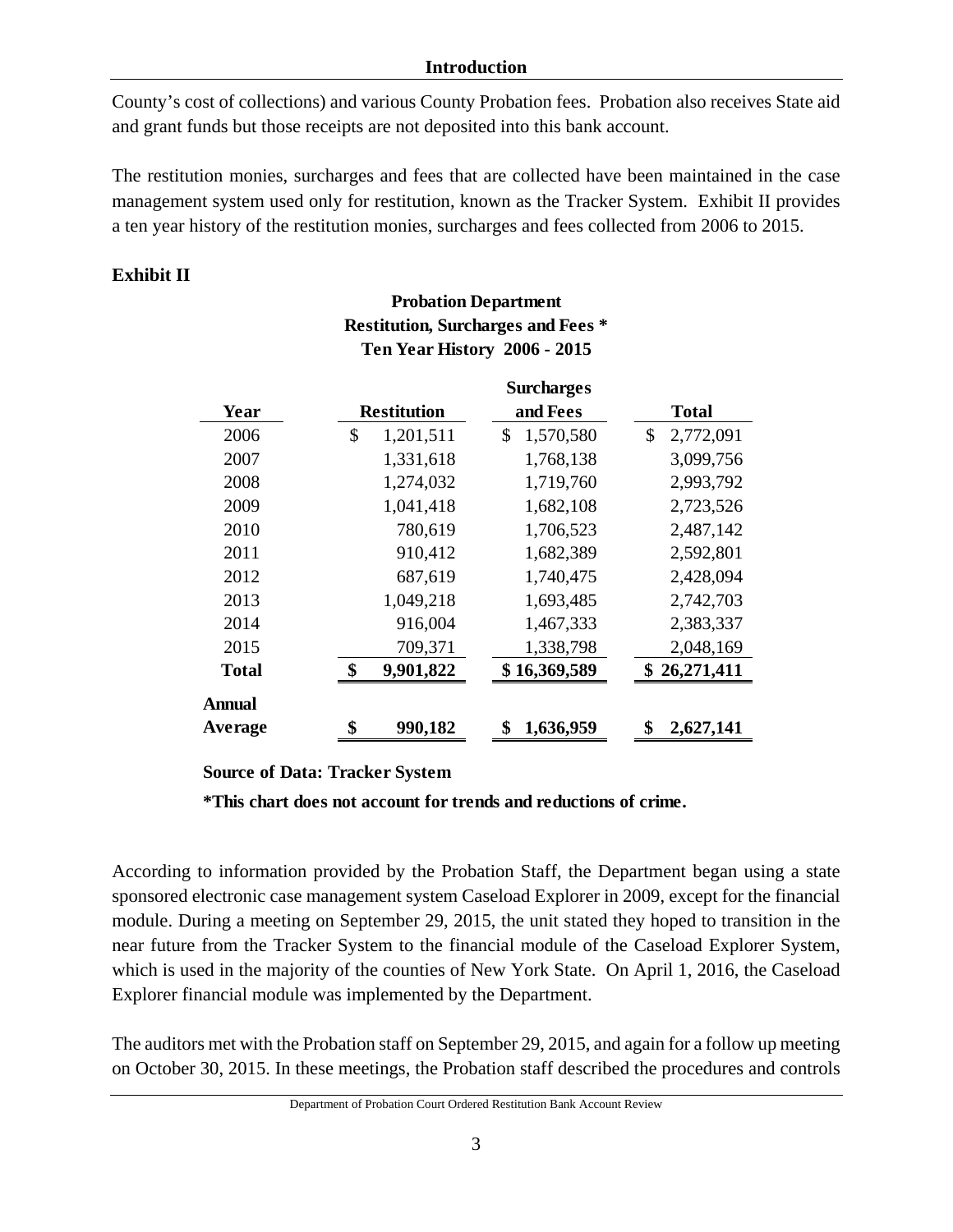County's cost of collections) and various County Probation fees. Probation also receives State aid and grant funds but those receipts are not deposited into this bank account.

The restitution monies, surcharges and fees that are collected have been maintained in the case management system used only for restitution, known as the Tracker System. Exhibit II provides a ten year history of the restitution monies, surcharges and fees collected from 2006 to 2015.

**Exhibit II**

**Probation Department**
**Restitution, Surcharges and Fees ***
**Ten Year History 2006 - 2015**

| Year | Restitution | Surcharges and Fees | Total |
|---|---|---|---|
| 2006 | $ 1,201,511 | $ 1,570,580 | $ 2,772,091 |
| 2007 | 1,331,618 | 1,768,138 | 3,099,756 |
| 2008 | 1,274,032 | 1,719,760 | 2,993,792 |
| 2009 | 1,041,418 | 1,682,108 | 2,723,526 |
| 2010 | 780,619 | 1,706,523 | 2,487,142 |
| 2011 | 910,412 | 1,682,389 | 2,592,801 |
| 2012 | 687,619 | 1,740,475 | 2,428,094 |
| 2013 | 1,049,218 | 1,693,485 | 2,742,703 |
| 2014 | 916,004 | 1,467,333 | 2,383,337 |
| 2015 | 709,371 | 1,338,798 | 2,048,169 |
| **Total** | **$ 9,901,822** | **$ 16,369,589** | **$ 26,271,411** |
| **Annual Average** | **$ 990,182** | **$ 1,636,959** | **$ 2,627,141** |

**Source of Data: Tracker System**

***This chart does not account for trends and reductions of crime.**

According to information provided by the Probation Staff, the Department began using a state sponsored electronic case management system Caseload Explorer in 2009, except for the financial module. During a meeting on September 29, 2015, the unit stated they hoped to transition in the near future from the Tracker System to the financial module of the Caseload Explorer System, which is used in the majority of the counties of New York State. On April 1, 2016, the Caseload Explorer financial module was implemented by the Department.

The auditors met with the Probation staff on September 29, 2015, and again for a follow up meeting on October 30, 2015. In these meetings, the Probation staff described the procedures and controls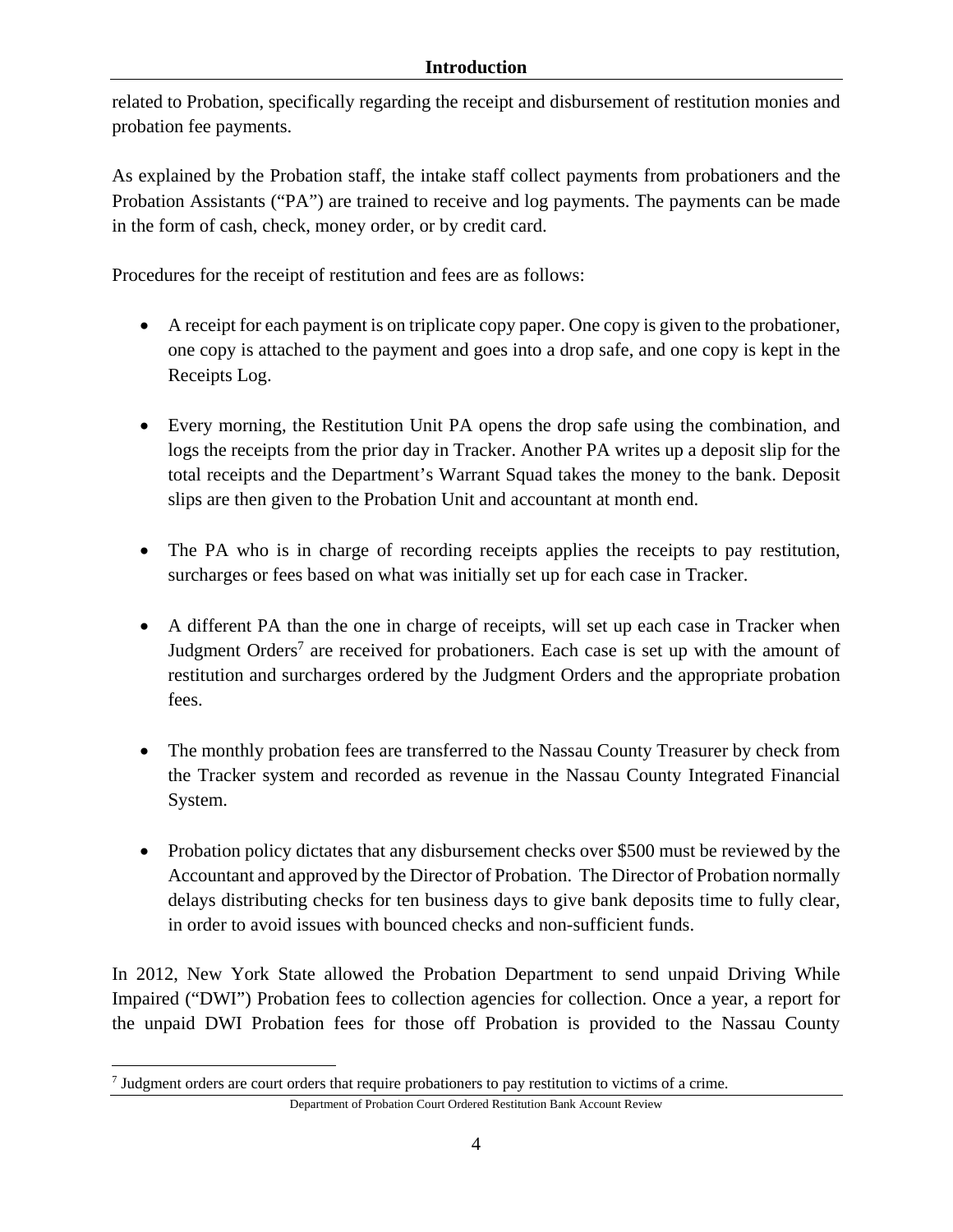related to Probation, specifically regarding the receipt and disbursement of restitution monies and probation fee payments.

As explained by the Probation staff, the intake staff collect payments from probationers and the Probation Assistants ("PA") are trained to receive and log payments. The payments can be made in the form of cash, check, money order, or by credit card.

Procedures for the receipt of restitution and fees are as follows:

- A receipt for each payment is on triplicate copy paper. One copy is given to the probationer, one copy is attached to the payment and goes into a drop safe, and one copy is kept in the Receipts Log.

- Every morning, the Restitution Unit PA opens the drop safe using the combination, and logs the receipts from the prior day in Tracker. Another PA writes up a deposit slip for the total receipts and the Department's Warrant Squad takes the money to the bank. Deposit slips are then given to the Probation Unit and accountant at month end.

- The PA who is in charge of recording receipts applies the receipts to pay restitution, surcharges or fees based on what was initially set up for each case in Tracker.

- A different PA than the one in charge of receipts, will set up each case in Tracker when Judgment Orders[7] are received for probationers. Each case is set up with the amount of restitution and surcharges ordered by the Judgment Orders and the appropriate probation fees.

- The monthly probation fees are transferred to the Nassau County Treasurer by check from the Tracker system and recorded as revenue in the Nassau County Integrated Financial System.

- Probation policy dictates that any disbursement checks over $500 must be reviewed by the Accountant and approved by the Director of Probation. The Director of Probation normally delays distributing checks for ten business days to give bank deposits time to fully clear, in order to avoid issues with bounced checks and non-sufficient funds.

In 2012, New York State allowed the Probation Department to send unpaid Driving While Impaired ("DWI") Probation fees to collection agencies for collection. Once a year, a report for the unpaid DWI Probation fees for those off Probation is provided to the Nassau County

[7] Judgment orders are court orders that require probationers to pay restitution to victims of a crime.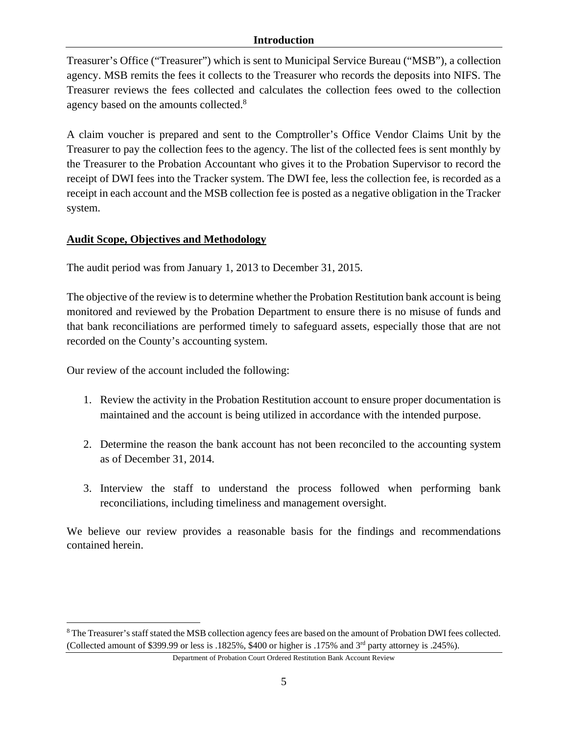Treasurer's Office ("Treasurer") which is sent to Municipal Service Bureau ("MSB"), a collection agency. MSB remits the fees it collects to the Treasurer who records the deposits into NIFS. The Treasurer reviews the fees collected and calculates the collection fees owed to the collection agency based on the amounts collected.[8]

A claim voucher is prepared and sent to the Comptroller's Office Vendor Claims Unit by the Treasurer to pay the collection fees to the agency. The list of the collected fees is sent monthly by the Treasurer to the Probation Accountant who gives it to the Probation Supervisor to record the receipt of DWI fees into the Tracker system. The DWI fee, less the collection fee, is recorded as a receipt in each account and the MSB collection fee is posted as a negative obligation in the Tracker system.

## Audit Scope, Objectives and Methodology

The audit period was from January 1, 2013 to December 31, 2015.

The objective of the review is to determine whether the Probation Restitution bank account is being monitored and reviewed by the Probation Department to ensure there is no misuse of funds and that bank reconciliations are performed timely to safeguard assets, especially those that are not recorded on the County's accounting system.

Our review of the account included the following:

1. Review the activity in the Probation Restitution account to ensure proper documentation is maintained and the account is being utilized in accordance with the intended purpose.

2. Determine the reason the bank account has not been reconciled to the accounting system as of December 31, 2014.

3. Interview the staff to understand the process followed when performing bank reconciliations, including timeliness and management oversight.

We believe our review provides a reasonable basis for the findings and recommendations contained herein.

---

[8] The Treasurer's staff stated the MSB collection agency fees are based on the amount of Probation DWI fees collected. (Collected amount of $399.99 or less is .1825%, $400 or higher is .175% and 3rd party attorney is .245%).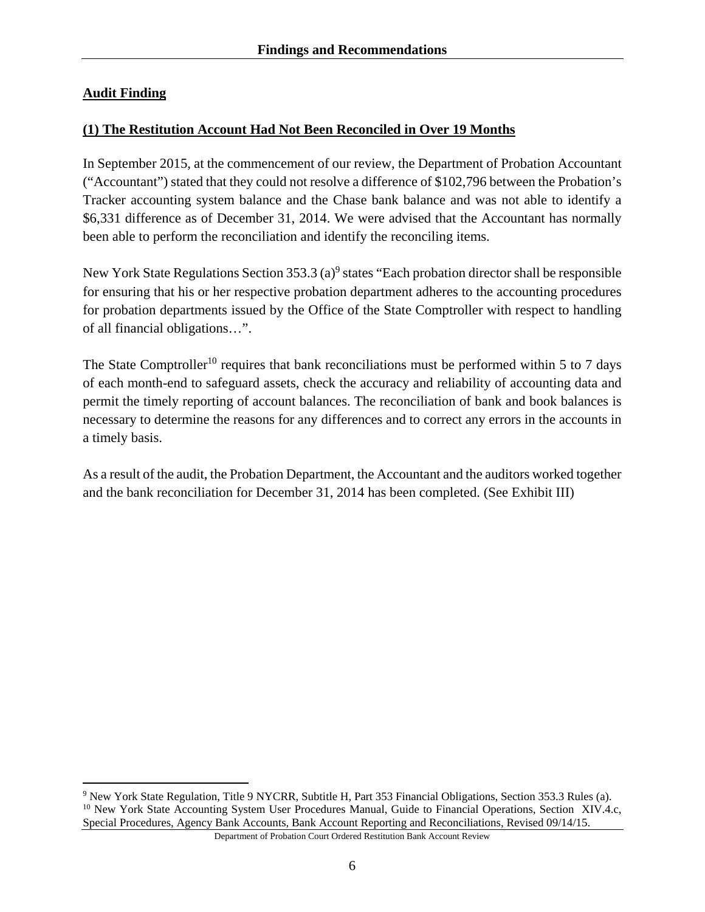## Findings and Recommendations

**Audit Finding**

**(1) The Restitution Account Had Not Been Reconciled in Over 19 Months**

In September 2015, at the commencement of our review, the Department of Probation Accountant ("Accountant") stated that they could not resolve a difference of $102,796 between the Probation's Tracker accounting system balance and the Chase bank balance and was not able to identify a $6,331 difference as of December 31, 2014. We were advised that the Accountant has normally been able to perform the reconciliation and identify the reconciling items.

New York State Regulations Section 353.3 (a)[9] states "Each probation director shall be responsible for ensuring that his or her respective probation department adheres to the accounting procedures for probation departments issued by the Office of the State Comptroller with respect to handling of all financial obligations…".

The State Comptroller[10] requires that bank reconciliations must be performed within 5 to 7 days of each month-end to safeguard assets, check the accuracy and reliability of accounting data and permit the timely reporting of account balances. The reconciliation of bank and book balances is necessary to determine the reasons for any differences and to correct any errors in the accounts in a timely basis.

As a result of the audit, the Probation Department, the Accountant and the auditors worked together and the bank reconciliation for December 31, 2014 has been completed. (See Exhibit III)

---

[9] New York State Regulation, Title 9 NYCRR, Subtitle H, Part 353 Financial Obligations, Section 353.3 Rules (a).

[10] New York State Accounting System User Procedures Manual, Guide to Financial Operations, Section XIV.4.c, Special Procedures, Agency Bank Accounts, Bank Account Reporting and Reconciliations, Revised 09/14/15.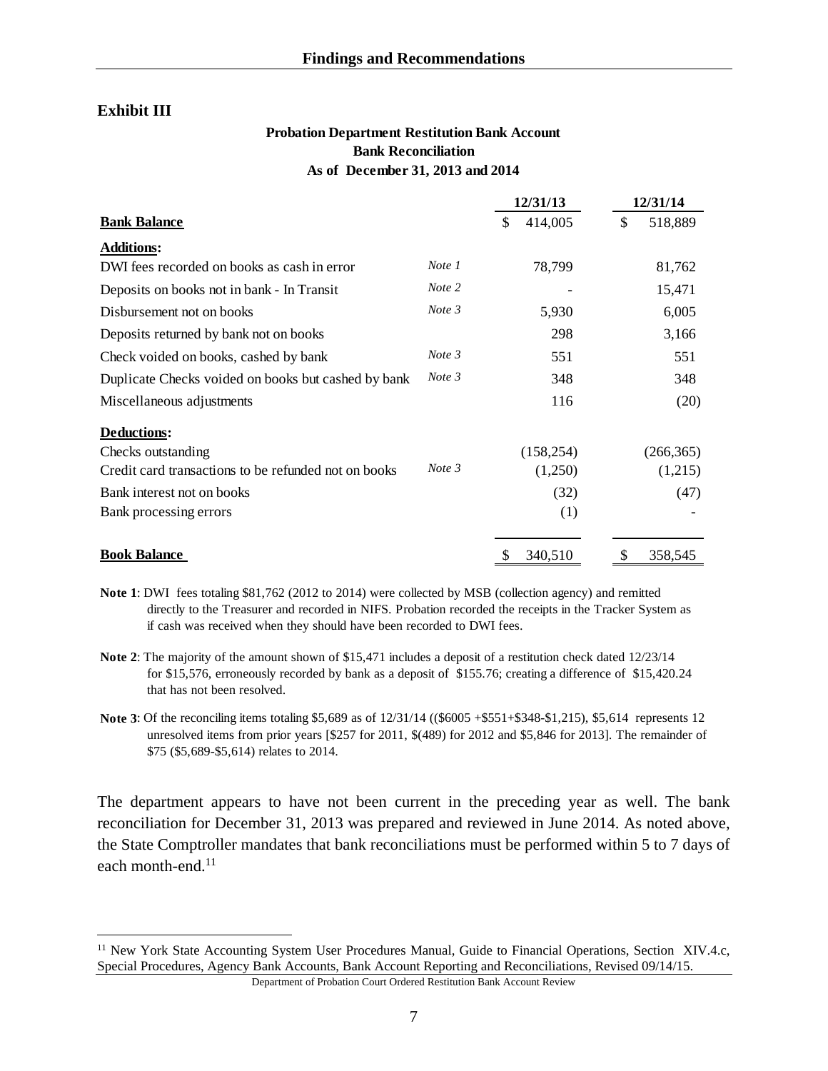## Findings and Recommendations

### Exhibit III

**Probation Department Restitution Bank Account**
**Bank Reconciliation**
**As of December 31, 2013 and 2014**

| | | 12/31/13 | 12/31/14 |
|---|---|---|---|
| **Bank Balance** | | $ 414,005 | $ 518,889 |
| **Additions:** | | | |
| DWI fees recorded on books as cash in error | *Note 1* | 78,799 | 81,762 |
| Deposits on books not in bank - In Transit | *Note 2* | - | 15,471 |
| Disbursement not on books | *Note 3* | 5,930 | 6,005 |
| Deposits returned by bank not on books | | 298 | 3,166 |
| Check voided on books, cashed by bank | *Note 3* | 551 | 551 |
| Duplicate Checks voided on books but cashed by bank | *Note 3* | 348 | 348 |
| Miscellaneous adjustments | | 116 | (20) |
| **Deductions:** | | | |
| Checks outstanding | | (158,254) | (266,365) |
| Credit card transactions to be refunded not on books | *Note 3* | (1,250) | (1,215) |
| Bank interest not on books | | (32) | (47) |
| Bank processing errors | | (1) | - |
| **Book Balance** | | $ 340,510 | $ 358,545 |

**Note 1**: DWI fees totaling $81,762 (2012 to 2014) were collected by MSB (collection agency) and remitted directly to the Treasurer and recorded in NIFS. Probation recorded the receipts in the Tracker System as if cash was received when they should have been recorded to DWI fees.

**Note 2**: The majority of the amount shown of $15,471 includes a deposit of a restitution check dated 12/23/14 for $15,576, erroneously recorded by bank as a deposit of $155.76; creating a difference of $15,420.24 that has not been resolved.

**Note 3**: Of the reconciling items totaling $5,689 as of 12/31/14 (($6005 +$551+$348-$1,215), $5,614 represents 12 unresolved items from prior years [$257 for 2011, $(489) for 2012 and $5,846 for 2013]. The remainder of $75 ($5,689-$5,614) relates to 2014.

The department appears to have not been current in the preceding year as well. The bank reconciliation for December 31, 2013 was prepared and reviewed in June 2014. As noted above, the State Comptroller mandates that bank reconciliations must be performed within 5 to 7 days of each month-end.[11]

[11] New York State Accounting System User Procedures Manual, Guide to Financial Operations, Section XIV.4.c, Special Procedures, Agency Bank Accounts, Bank Account Reporting and Reconciliations, Revised 09/14/15.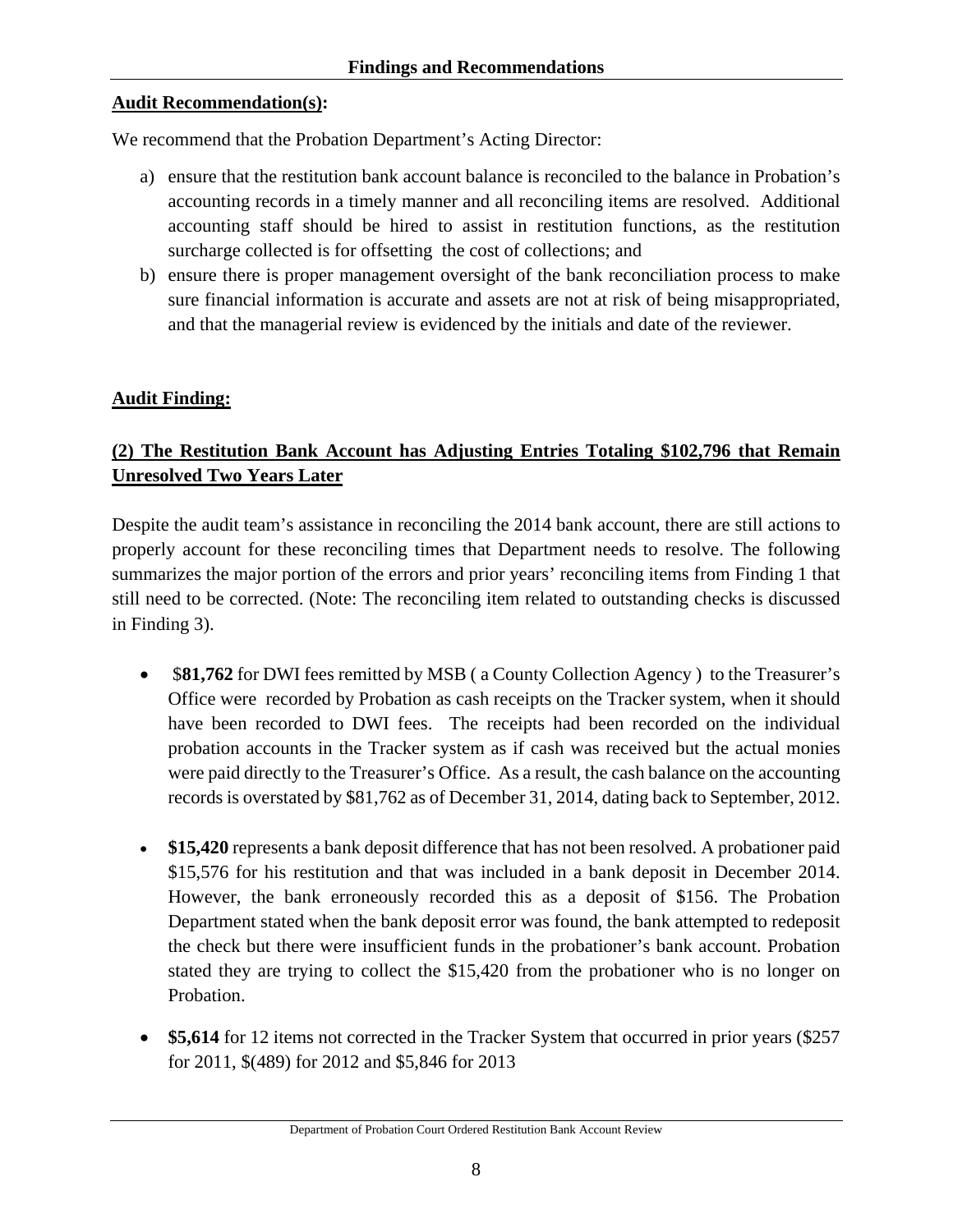**Audit Recommendation(s):**

We recommend that the Probation Department's Acting Director:

a) ensure that the restitution bank account balance is reconciled to the balance in Probation's accounting records in a timely manner and all reconciling items are resolved. Additional accounting staff should be hired to assist in restitution functions, as the restitution surcharge collected is for offsetting the cost of collections; and
b) ensure there is proper management oversight of the bank reconciliation process to make sure financial information is accurate and assets are not at risk of being misappropriated, and that the managerial review is evidenced by the initials and date of the reviewer.

**Audit Finding:**

**(2) The Restitution Bank Account has Adjusting Entries Totaling $102,796 that Remain Unresolved Two Years Later**

Despite the audit team's assistance in reconciling the 2014 bank account, there are still actions to properly account for these reconciling times that Department needs to resolve. The following summarizes the major portion of the errors and prior years' reconciling items from Finding 1 that still need to be corrected. (Note: The reconciling item related to outstanding checks is discussed in Finding 3).

- $**81,762** for DWI fees remitted by MSB ( a County Collection Agency ) to the Treasurer's Office were recorded by Probation as cash receipts on the Tracker system, when it should have been recorded to DWI fees. The receipts had been recorded on the individual probation accounts in the Tracker system as if cash was received but the actual monies were paid directly to the Treasurer's Office. As a result, the cash balance on the accounting records is overstated by $81,762 as of December 31, 2014, dating back to September, 2012.

- **$15,420** represents a bank deposit difference that has not been resolved. A probationer paid $15,576 for his restitution and that was included in a bank deposit in December 2014. However, the bank erroneously recorded this as a deposit of $156. The Probation Department stated when the bank deposit error was found, the bank attempted to redeposit the check but there were insufficient funds in the probationer's bank account. Probation stated they are trying to collect the $15,420 from the probationer who is no longer on Probation.

- **$5,614** for 12 items not corrected in the Tracker System that occurred in prior years ($257 for 2011, $(489) for 2012 and $5,846 for 2013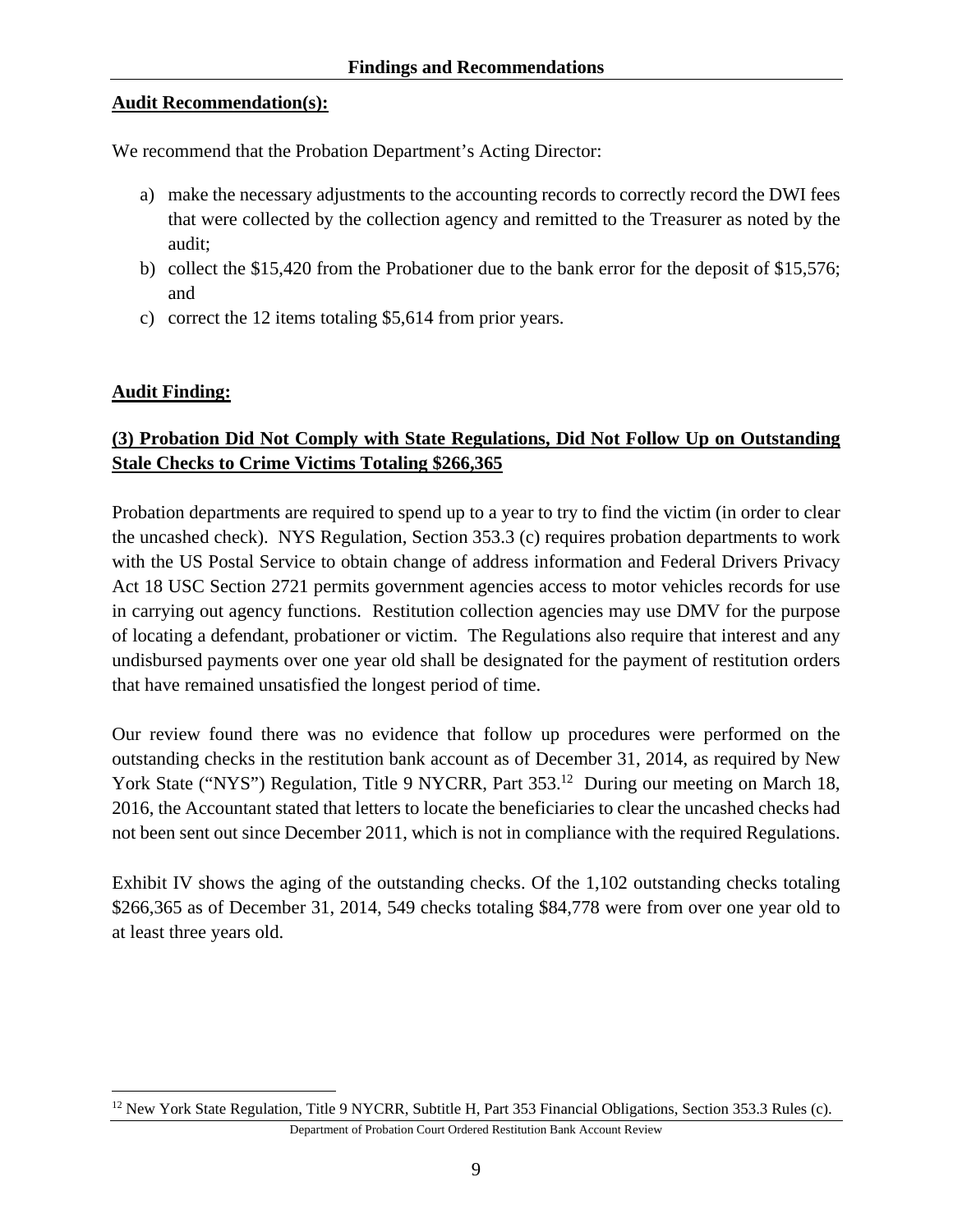**Audit Recommendation(s):**

We recommend that the Probation Department's Acting Director:

a) make the necessary adjustments to the accounting records to correctly record the DWI fees that were collected by the collection agency and remitted to the Treasurer as noted by the audit;
b) collect the $15,420 from the Probationer due to the bank error for the deposit of $15,576; and
c) correct the 12 items totaling $5,614 from prior years.

**Audit Finding:**

**(3) Probation Did Not Comply with State Regulations, Did Not Follow Up on Outstanding Stale Checks to Crime Victims Totaling $266,365**

Probation departments are required to spend up to a year to try to find the victim (in order to clear the uncashed check). NYS Regulation, Section 353.3 (c) requires probation departments to work with the US Postal Service to obtain change of address information and Federal Drivers Privacy Act 18 USC Section 2721 permits government agencies access to motor vehicles records for use in carrying out agency functions. Restitution collection agencies may use DMV for the purpose of locating a defendant, probationer or victim. The Regulations also require that interest and any undisbursed payments over one year old shall be designated for the payment of restitution orders that have remained unsatisfied the longest period of time.

Our review found there was no evidence that follow up procedures were performed on the outstanding checks in the restitution bank account as of December 31, 2014, as required by New York State ("NYS") Regulation, Title 9 NYCRR, Part 353.[12] During our meeting on March 18, 2016, the Accountant stated that letters to locate the beneficiaries to clear the uncashed checks had not been sent out since December 2011, which is not in compliance with the required Regulations.

Exhibit IV shows the aging of the outstanding checks. Of the 1,102 outstanding checks totaling $266,365 as of December 31, 2014, 549 checks totaling $84,778 were from over one year old to at least three years old.

[12] New York State Regulation, Title 9 NYCRR, Subtitle H, Part 353 Financial Obligations, Section 353.3 Rules (c).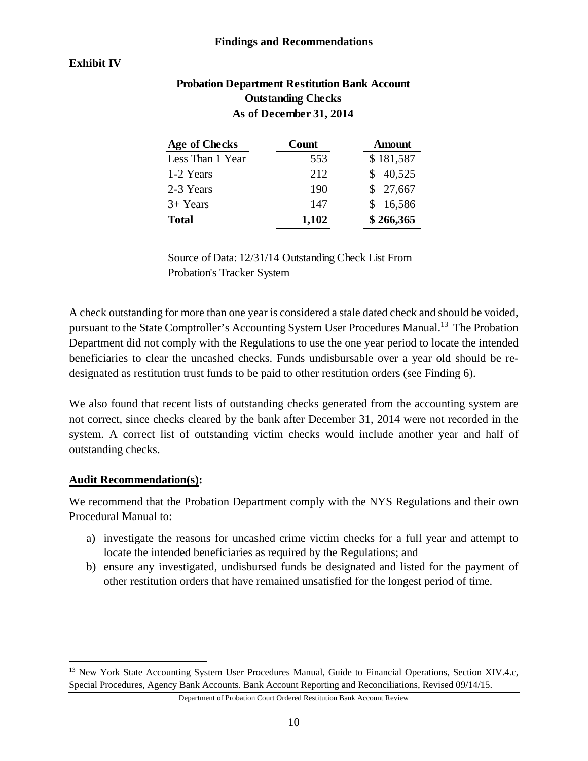**Exhibit IV**

**Probation Department Restitution Bank Account**
**Outstanding Checks**
**As of December 31, 2014**

| Age of Checks | Count | Amount |
|---|---|---|
| Less Than 1 Year | 553 | $ 181,587 |
| 1-2 Years | 212 | $ 40,525 |
| 2-3 Years | 190 | $ 27,667 |
| 3+ Years | 147 | $ 16,586 |
| **Total** | **1,102** | **$ 266,365** |

Source of Data: 12/31/14 Outstanding Check List From Probation's Tracker System

A check outstanding for more than one year is considered a stale dated check and should be voided, pursuant to the State Comptroller's Accounting System User Procedures Manual.[13] The Probation Department did not comply with the Regulations to use the one year period to locate the intended beneficiaries to clear the uncashed checks. Funds undisbursable over a year old should be re-designated as restitution trust funds to be paid to other restitution orders (see Finding 6).

We also found that recent lists of outstanding checks generated from the accounting system are not correct, since checks cleared by the bank after December 31, 2014 were not recorded in the system. A correct list of outstanding victim checks would include another year and half of outstanding checks.

**Audit Recommendation(s):**

We recommend that the Probation Department comply with the NYS Regulations and their own Procedural Manual to:

a) investigate the reasons for uncashed crime victim checks for a full year and attempt to locate the intended beneficiaries as required by the Regulations; and
b) ensure any investigated, undisbursed funds be designated and listed for the payment of other restitution orders that have remained unsatisfied for the longest period of time.

[13] New York State Accounting System User Procedures Manual, Guide to Financial Operations, Section XIV.4.c, Special Procedures, Agency Bank Accounts. Bank Account Reporting and Reconciliations, Revised 09/14/15.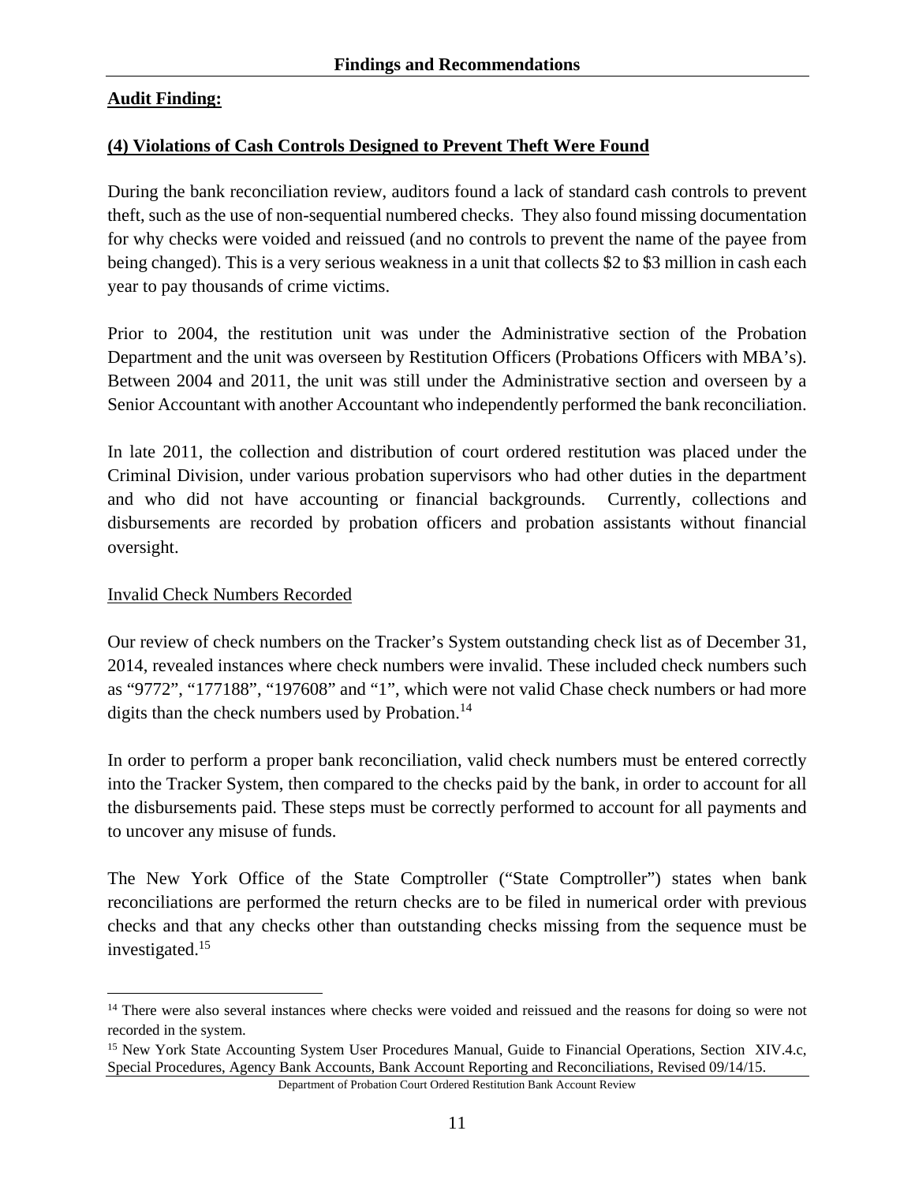## Audit Finding:

### (4) Violations of Cash Controls Designed to Prevent Theft Were Found

During the bank reconciliation review, auditors found a lack of standard cash controls to prevent theft, such as the use of non-sequential numbered checks. They also found missing documentation for why checks were voided and reissued (and no controls to prevent the name of the payee from being changed). This is a very serious weakness in a unit that collects $2 to $3 million in cash each year to pay thousands of crime victims.

Prior to 2004, the restitution unit was under the Administrative section of the Probation Department and the unit was overseen by Restitution Officers (Probations Officers with MBA's). Between 2004 and 2011, the unit was still under the Administrative section and overseen by a Senior Accountant with another Accountant who independently performed the bank reconciliation.

In late 2011, the collection and distribution of court ordered restitution was placed under the Criminal Division, under various probation supervisors who had other duties in the department and who did not have accounting or financial backgrounds. Currently, collections and disbursements are recorded by probation officers and probation assistants without financial oversight.

Invalid Check Numbers Recorded

Our review of check numbers on the Tracker's System outstanding check list as of December 31, 2014, revealed instances where check numbers were invalid. These included check numbers such as "9772", "177188", "197608" and "1", which were not valid Chase check numbers or had more digits than the check numbers used by Probation.[14]

In order to perform a proper bank reconciliation, valid check numbers must be entered correctly into the Tracker System, then compared to the checks paid by the bank, in order to account for all the disbursements paid. These steps must be correctly performed to account for all payments and to uncover any misuse of funds.

The New York Office of the State Comptroller ("State Comptroller") states when bank reconciliations are performed the return checks are to be filed in numerical order with previous checks and that any checks other than outstanding checks missing from the sequence must be investigated.[15]

---

[14] There were also several instances where checks were voided and reissued and the reasons for doing so were not recorded in the system.

[15] New York State Accounting System User Procedures Manual, Guide to Financial Operations, Section XIV.4.c, Special Procedures, Agency Bank Accounts, Bank Account Reporting and Reconciliations, Revised 09/14/15.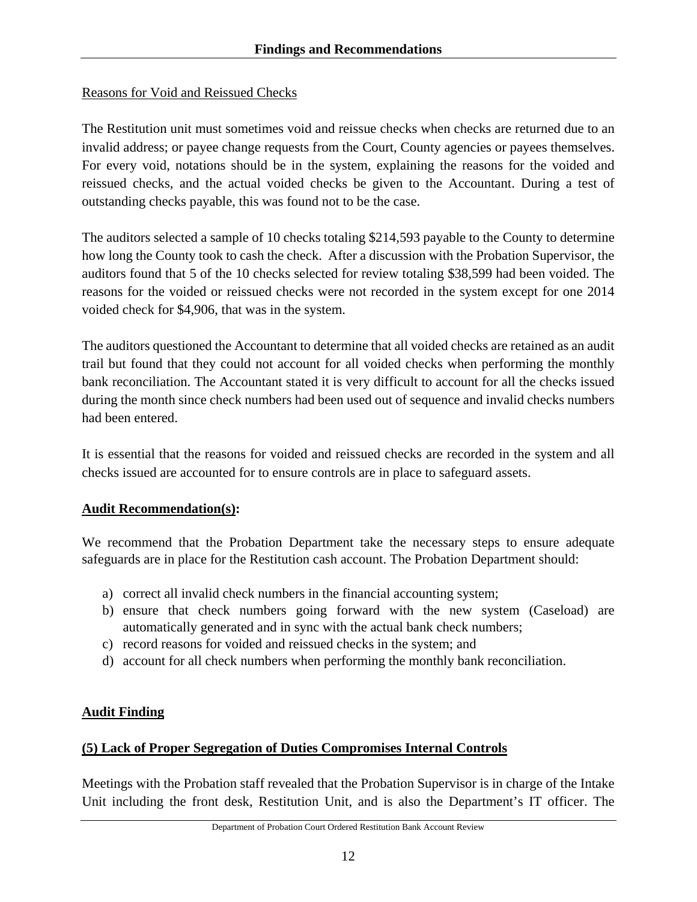Reasons for Void and Reissued Checks

The Restitution unit must sometimes void and reissue checks when checks are returned due to an invalid address; or payee change requests from the Court, County agencies or payees themselves. For every void, notations should be in the system, explaining the reasons for the voided and reissued checks, and the actual voided checks be given to the Accountant. During a test of outstanding checks payable, this was found not to be the case.

The auditors selected a sample of 10 checks totaling $214,593 payable to the County to determine how long the County took to cash the check. After a discussion with the Probation Supervisor, the auditors found that 5 of the 10 checks selected for review totaling $38,599 had been voided. The reasons for the voided or reissued checks were not recorded in the system except for one 2014 voided check for $4,906, that was in the system.

The auditors questioned the Accountant to determine that all voided checks are retained as an audit trail but found that they could not account for all voided checks when performing the monthly bank reconciliation. The Accountant stated it is very difficult to account for all the checks issued during the month since check numbers had been used out of sequence and invalid checks numbers had been entered.

It is essential that the reasons for voided and reissued checks are recorded in the system and all checks issued are accounted for to ensure controls are in place to safeguard assets.

**Audit Recommendation(s):**

We recommend that the Probation Department take the necessary steps to ensure adequate safeguards are in place for the Restitution cash account. The Probation Department should:

a) correct all invalid check numbers in the financial accounting system;
b) ensure that check numbers going forward with the new system (Caseload) are automatically generated and in sync with the actual bank check numbers;
c) record reasons for voided and reissued checks in the system; and
d) account for all check numbers when performing the monthly bank reconciliation.

**Audit Finding**

**(5) Lack of Proper Segregation of Duties Compromises Internal Controls**

Meetings with the Probation staff revealed that the Probation Supervisor is in charge of the Intake Unit including the front desk, Restitution Unit, and is also the Department's IT officer. The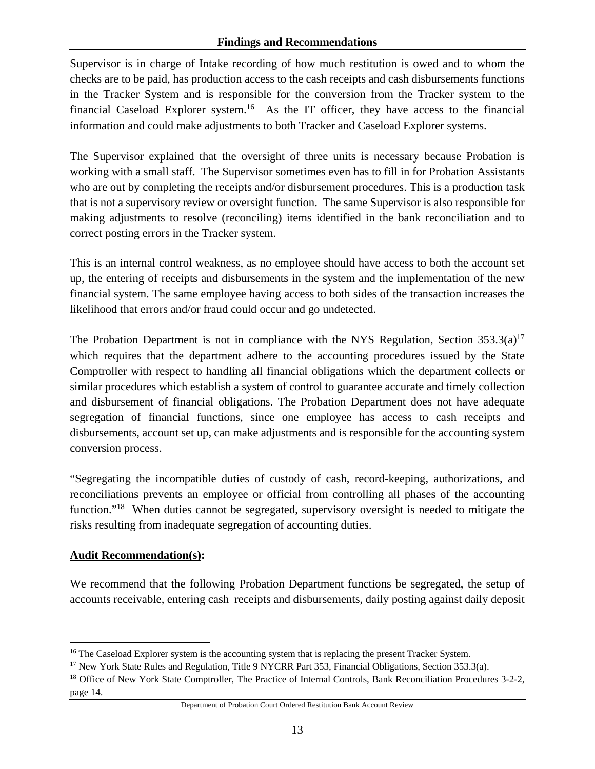Supervisor is in charge of Intake recording of how much restitution is owed and to whom the checks are to be paid, has production access to the cash receipts and cash disbursements functions in the Tracker System and is responsible for the conversion from the Tracker system to the financial Caseload Explorer system.[16] As the IT officer, they have access to the financial information and could make adjustments to both Tracker and Caseload Explorer systems.

The Supervisor explained that the oversight of three units is necessary because Probation is working with a small staff. The Supervisor sometimes even has to fill in for Probation Assistants who are out by completing the receipts and/or disbursement procedures. This is a production task that is not a supervisory review or oversight function. The same Supervisor is also responsible for making adjustments to resolve (reconciling) items identified in the bank reconciliation and to correct posting errors in the Tracker system.

This is an internal control weakness, as no employee should have access to both the account set up, the entering of receipts and disbursements in the system and the implementation of the new financial system. The same employee having access to both sides of the transaction increases the likelihood that errors and/or fraud could occur and go undetected.

The Probation Department is not in compliance with the NYS Regulation, Section 353.3(a)[17] which requires that the department adhere to the accounting procedures issued by the State Comptroller with respect to handling all financial obligations which the department collects or similar procedures which establish a system of control to guarantee accurate and timely collection and disbursement of financial obligations. The Probation Department does not have adequate segregation of financial functions, since one employee has access to cash receipts and disbursements, account set up, can make adjustments and is responsible for the accounting system conversion process.

"Segregating the incompatible duties of custody of cash, record-keeping, authorizations, and reconciliations prevents an employee or official from controlling all phases of the accounting function."[18] When duties cannot be segregated, supervisory oversight is needed to mitigate the risks resulting from inadequate segregation of accounting duties.

**Audit Recommendation(s):**

We recommend that the following Probation Department functions be segregated, the setup of accounts receivable, entering cash receipts and disbursements, daily posting against daily deposit

---

[16] The Caseload Explorer system is the accounting system that is replacing the present Tracker System.

[17] New York State Rules and Regulation, Title 9 NYCRR Part 353, Financial Obligations, Section 353.3(a).

[18] Office of New York State Comptroller, The Practice of Internal Controls, Bank Reconciliation Procedures 3-2-2, page 14.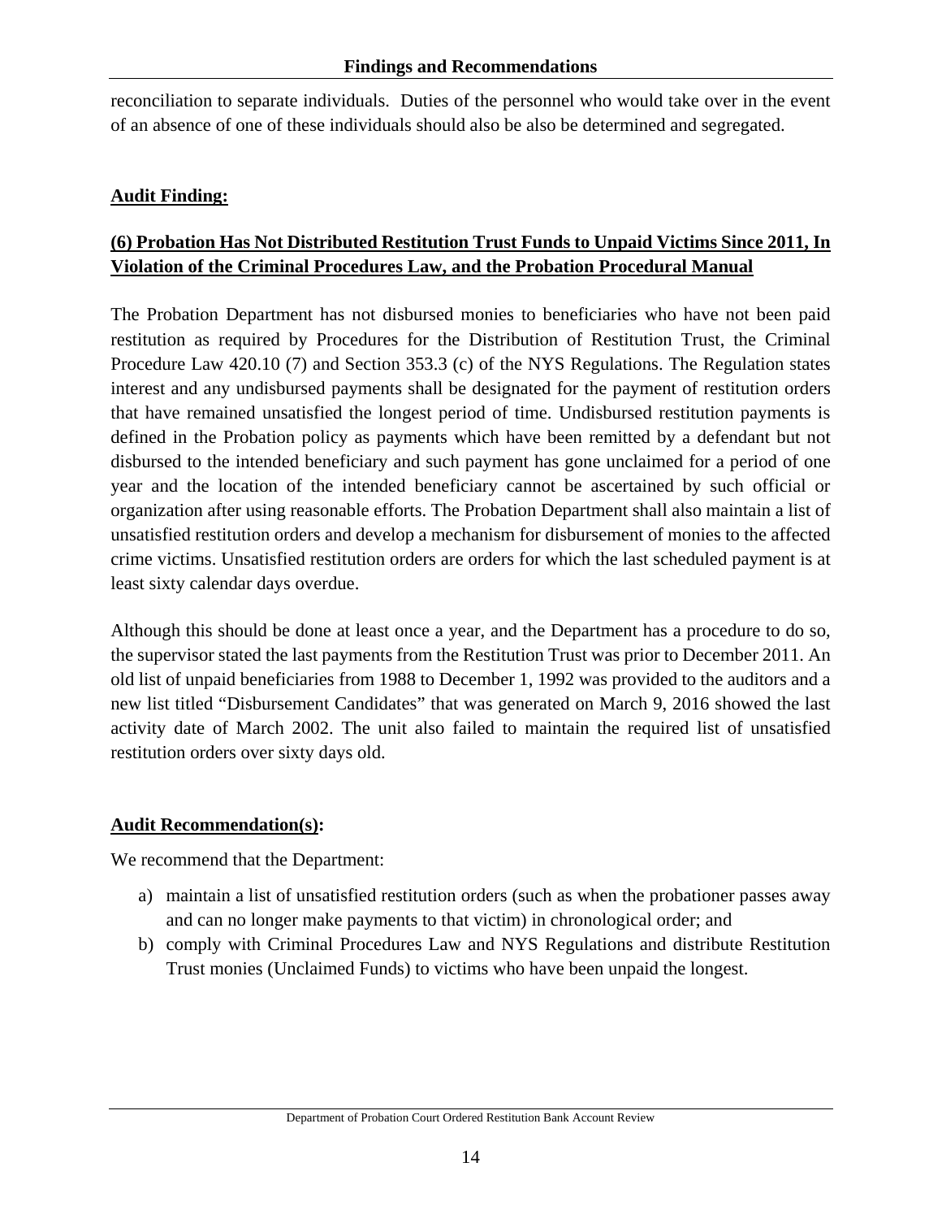reconciliation to separate individuals. Duties of the personnel who would take over in the event of an absence of one of these individuals should also be also be determined and segregated.

**Audit Finding:**

**(6) Probation Has Not Distributed Restitution Trust Funds to Unpaid Victims Since 2011, In Violation of the Criminal Procedures Law, and the Probation Procedural Manual**

The Probation Department has not disbursed monies to beneficiaries who have not been paid restitution as required by Procedures for the Distribution of Restitution Trust, the Criminal Procedure Law 420.10 (7) and Section 353.3 (c) of the NYS Regulations. The Regulation states interest and any undisbursed payments shall be designated for the payment of restitution orders that have remained unsatisfied the longest period of time. Undisbursed restitution payments is defined in the Probation policy as payments which have been remitted by a defendant but not disbursed to the intended beneficiary and such payment has gone unclaimed for a period of one year and the location of the intended beneficiary cannot be ascertained by such official or organization after using reasonable efforts. The Probation Department shall also maintain a list of unsatisfied restitution orders and develop a mechanism for disbursement of monies to the affected crime victims. Unsatisfied restitution orders are orders for which the last scheduled payment is at least sixty calendar days overdue.

Although this should be done at least once a year, and the Department has a procedure to do so, the supervisor stated the last payments from the Restitution Trust was prior to December 2011. An old list of unpaid beneficiaries from 1988 to December 1, 1992 was provided to the auditors and a new list titled "Disbursement Candidates" that was generated on March 9, 2016 showed the last activity date of March 2002. The unit also failed to maintain the required list of unsatisfied restitution orders over sixty days old.

**Audit Recommendation(s):**

We recommend that the Department:

a) maintain a list of unsatisfied restitution orders (such as when the probationer passes away and can no longer make payments to that victim) in chronological order; and
b) comply with Criminal Procedures Law and NYS Regulations and distribute Restitution Trust monies (Unclaimed Funds) to victims who have been unpaid the longest.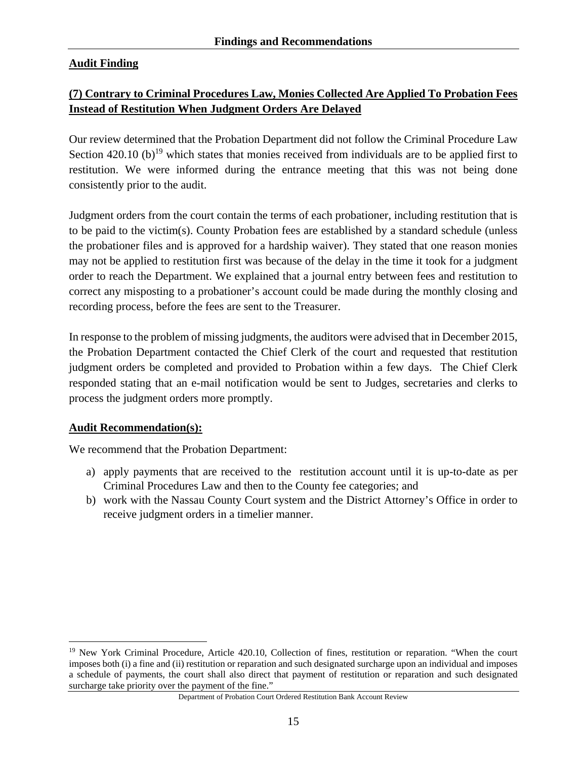## Findings and Recommendations

**Audit Finding**

**(7) Contrary to Criminal Procedures Law, Monies Collected Are Applied To Probation Fees Instead of Restitution When Judgment Orders Are Delayed**

Our review determined that the Probation Department did not follow the Criminal Procedure Law Section 420.10 (b)[19] which states that monies received from individuals are to be applied first to restitution. We were informed during the entrance meeting that this was not being done consistently prior to the audit.

Judgment orders from the court contain the terms of each probationer, including restitution that is to be paid to the victim(s). County Probation fees are established by a standard schedule (unless the probationer files and is approved for a hardship waiver). They stated that one reason monies may not be applied to restitution first was because of the delay in the time it took for a judgment order to reach the Department. We explained that a journal entry between fees and restitution to correct any misposting to a probationer's account could be made during the monthly closing and recording process, before the fees are sent to the Treasurer.

In response to the problem of missing judgments, the auditors were advised that in December 2015, the Probation Department contacted the Chief Clerk of the court and requested that restitution judgment orders be completed and provided to Probation within a few days. The Chief Clerk responded stating that an e-mail notification would be sent to Judges, secretaries and clerks to process the judgment orders more promptly.

**Audit Recommendation(s):**

We recommend that the Probation Department:

a) apply payments that are received to the restitution account until it is up-to-date as per Criminal Procedures Law and then to the County fee categories; and
b) work with the Nassau County Court system and the District Attorney's Office in order to receive judgment orders in a timelier manner.

---

[19] New York Criminal Procedure, Article 420.10, Collection of fines, restitution or reparation. "When the court imposes both (i) a fine and (ii) restitution or reparation and such designated surcharge upon an individual and imposes a schedule of payments, the court shall also direct that payment of restitution or reparation and such designated surcharge take priority over the payment of the fine."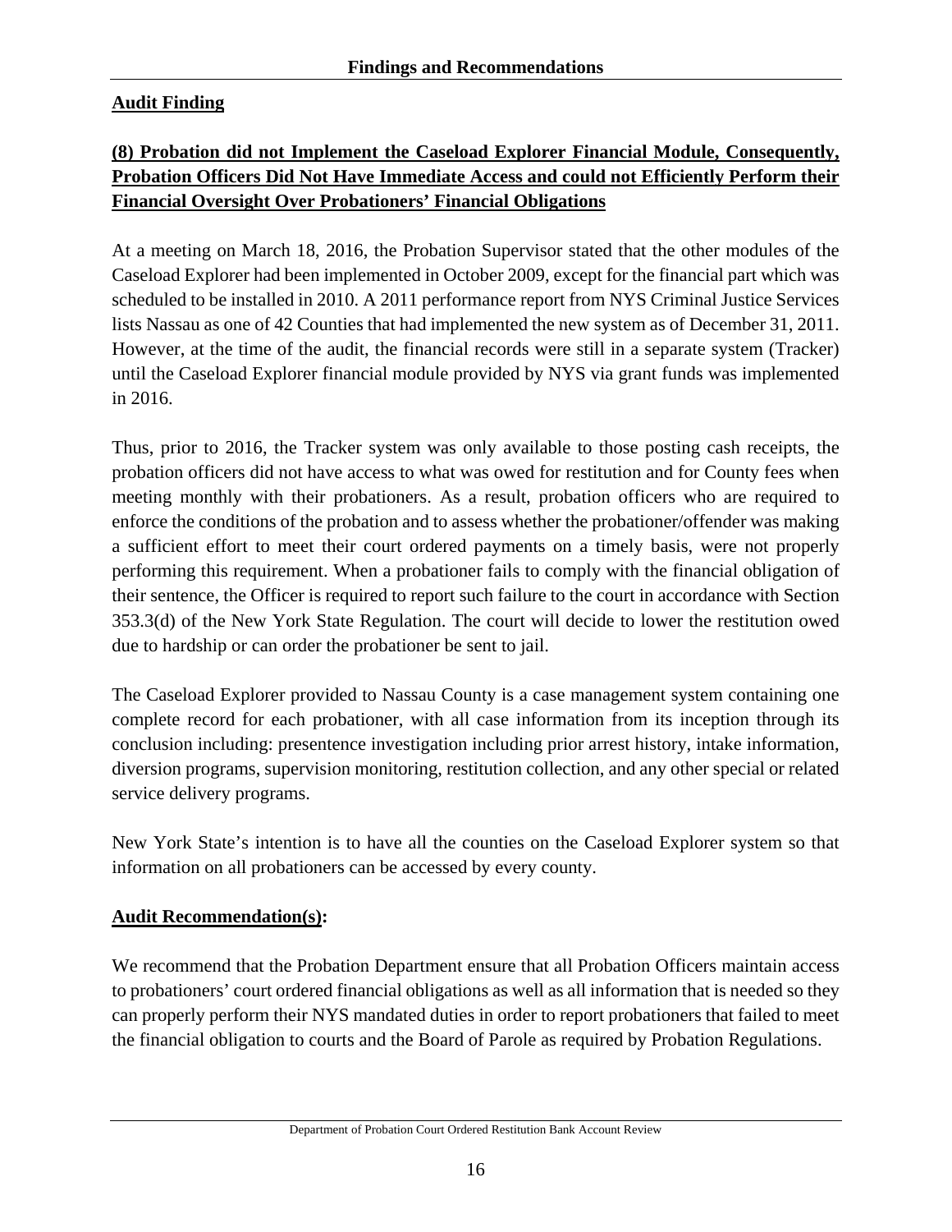**Audit Finding**

**(8) Probation did not Implement the Caseload Explorer Financial Module, Consequently, Probation Officers Did Not Have Immediate Access and could not Efficiently Perform their Financial Oversight Over Probationers' Financial Obligations**

At a meeting on March 18, 2016, the Probation Supervisor stated that the other modules of the Caseload Explorer had been implemented in October 2009, except for the financial part which was scheduled to be installed in 2010. A 2011 performance report from NYS Criminal Justice Services lists Nassau as one of 42 Counties that had implemented the new system as of December 31, 2011. However, at the time of the audit, the financial records were still in a separate system (Tracker) until the Caseload Explorer financial module provided by NYS via grant funds was implemented in 2016.

Thus, prior to 2016, the Tracker system was only available to those posting cash receipts, the probation officers did not have access to what was owed for restitution and for County fees when meeting monthly with their probationers. As a result, probation officers who are required to enforce the conditions of the probation and to assess whether the probationer/offender was making a sufficient effort to meet their court ordered payments on a timely basis, were not properly performing this requirement. When a probationer fails to comply with the financial obligation of their sentence, the Officer is required to report such failure to the court in accordance with Section 353.3(d) of the New York State Regulation. The court will decide to lower the restitution owed due to hardship or can order the probationer be sent to jail.

The Caseload Explorer provided to Nassau County is a case management system containing one complete record for each probationer, with all case information from its inception through its conclusion including: presentence investigation including prior arrest history, intake information, diversion programs, supervision monitoring, restitution collection, and any other special or related service delivery programs.

New York State's intention is to have all the counties on the Caseload Explorer system so that information on all probationers can be accessed by every county.

**Audit Recommendation(s):**

We recommend that the Probation Department ensure that all Probation Officers maintain access to probationers' court ordered financial obligations as well as all information that is needed so they can properly perform their NYS mandated duties in order to report probationers that failed to meet the financial obligation to courts and the Board of Parole as required by Probation Regulations.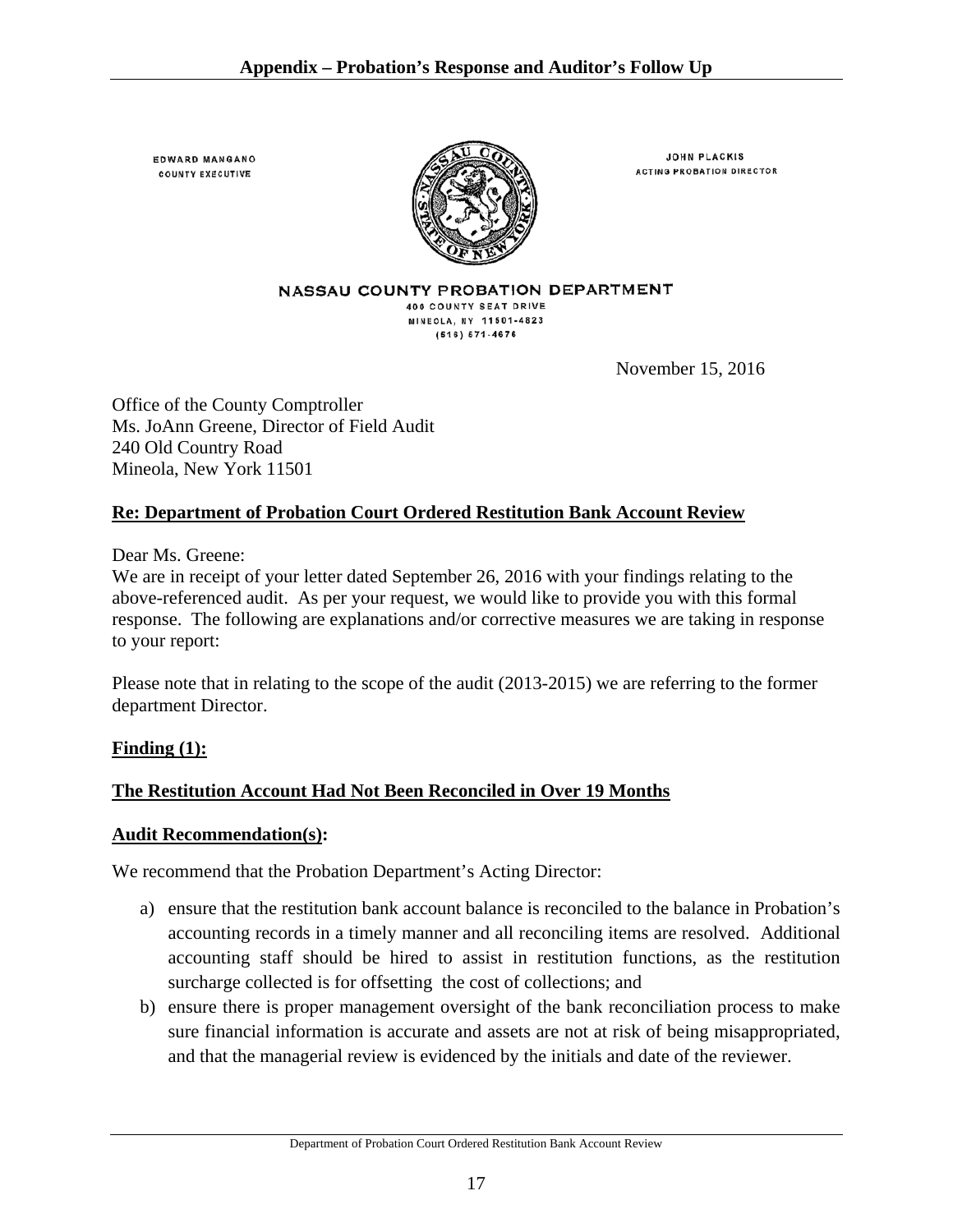## Appendix – Probation's Response and Auditor's Follow Up

EDWARD MANGANO
COUNTY EXECUTIVE

JOHN PLACKIS
ACTING PROBATION DIRECTOR

**NASSAU COUNTY PROBATION DEPARTMENT**
400 COUNTY SEAT DRIVE
MINEOLA, NY 11501-4823
(516) 571-4676

November 15, 2016

Office of the County Comptroller
Ms. JoAnn Greene, Director of Field Audit
240 Old Country Road
Mineola, New York 11501

**Re: Department of Probation Court Ordered Restitution Bank Account Review**

Dear Ms. Greene:
We are in receipt of your letter dated September 26, 2016 with your findings relating to the above-referenced audit. As per your request, we would like to provide you with this formal response. The following are explanations and/or corrective measures we are taking in response to your report:

Please note that in relating to the scope of the audit (2013-2015) we are referring to the former department Director.

**Finding (1):**

**The Restitution Account Had Not Been Reconciled in Over 19 Months**

**Audit Recommendation(s):**

We recommend that the Probation Department's Acting Director:

a) ensure that the restitution bank account balance is reconciled to the balance in Probation's accounting records in a timely manner and all reconciling items are resolved. Additional accounting staff should be hired to assist in restitution functions, as the restitution surcharge collected is for offsetting the cost of collections; and
b) ensure there is proper management oversight of the bank reconciliation process to make sure financial information is accurate and assets are not at risk of being misappropriated, and that the managerial review is evidenced by the initials and date of the reviewer.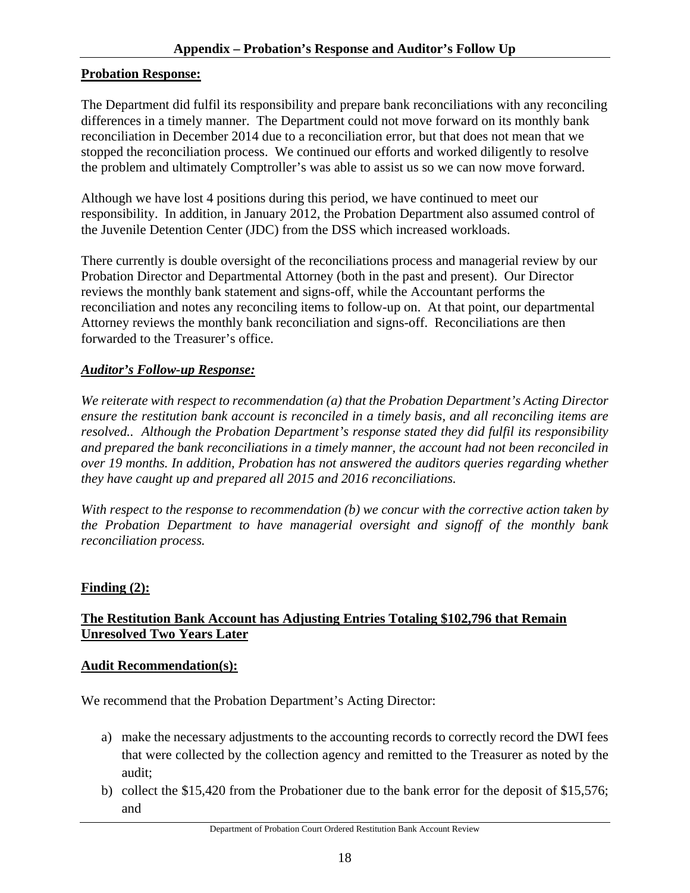## Appendix – Probation's Response and Auditor's Follow Up

**Probation Response:**

The Department did fulfil its responsibility and prepare bank reconciliations with any reconciling differences in a timely manner. The Department could not move forward on its monthly bank reconciliation in December 2014 due to a reconciliation error, but that does not mean that we stopped the reconciliation process. We continued our efforts and worked diligently to resolve the problem and ultimately Comptroller's was able to assist us so we can now move forward.

Although we have lost 4 positions during this period, we have continued to meet our responsibility. In addition, in January 2012, the Probation Department also assumed control of the Juvenile Detention Center (JDC) from the DSS which increased workloads.

There currently is double oversight of the reconciliations process and managerial review by our Probation Director and Departmental Attorney (both in the past and present). Our Director reviews the monthly bank statement and signs-off, while the Accountant performs the reconciliation and notes any reconciling items to follow-up on. At that point, our departmental Attorney reviews the monthly bank reconciliation and signs-off. Reconciliations are then forwarded to the Treasurer's office.

***Auditor's Follow-up Response:***

*We reiterate with respect to recommendation (a) that the Probation Department's Acting Director ensure the restitution bank account is reconciled in a timely basis, and all reconciling items are resolved.. Although the Probation Department's response stated they did fulfil its responsibility and prepared the bank reconciliations in a timely manner, the account had not been reconciled in over 19 months. In addition, Probation has not answered the auditors queries regarding whether they have caught up and prepared all 2015 and 2016 reconciliations.*

*With respect to the response to recommendation (b) we concur with the corrective action taken by the Probation Department to have managerial oversight and signoff of the monthly bank reconciliation process.*

**Finding (2):**

**The Restitution Bank Account has Adjusting Entries Totaling $102,796 that Remain Unresolved Two Years Later**

**Audit Recommendation(s):**

We recommend that the Probation Department's Acting Director:

a) make the necessary adjustments to the accounting records to correctly record the DWI fees that were collected by the collection agency and remitted to the Treasurer as noted by the audit;
b) collect the $15,420 from the Probationer due to the bank error for the deposit of $15,576; and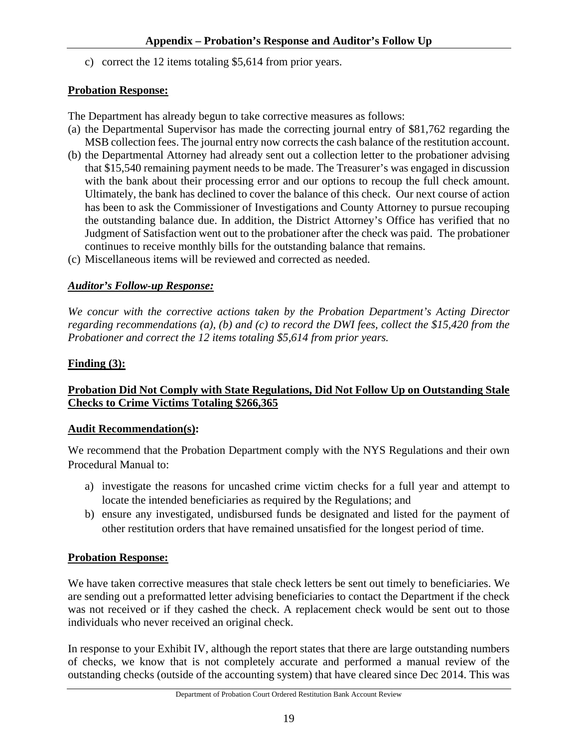c) correct the 12 items totaling $5,614 from prior years.

**Probation Response:**

The Department has already begun to take corrective measures as follows:

(a) the Departmental Supervisor has made the correcting journal entry of $81,762 regarding the MSB collection fees. The journal entry now corrects the cash balance of the restitution account.

(b) the Departmental Attorney had already sent out a collection letter to the probationer advising that $15,540 remaining payment needs to be made. The Treasurer's was engaged in discussion with the bank about their processing error and our options to recoup the full check amount. Ultimately, the bank has declined to cover the balance of this check. Our next course of action has been to ask the Commissioner of Investigations and County Attorney to pursue recouping the outstanding balance due. In addition, the District Attorney's Office has verified that no Judgment of Satisfaction went out to the probationer after the check was paid. The probationer continues to receive monthly bills for the outstanding balance that remains.

(c) Miscellaneous items will be reviewed and corrected as needed.

***Auditor's Follow-up Response:***

*We concur with the corrective actions taken by the Probation Department's Acting Director regarding recommendations (a), (b) and (c) to record the DWI fees, collect the $15,420 from the Probationer and correct the 12 items totaling $5,614 from prior years.*

**Finding (3):**

**Probation Did Not Comply with State Regulations, Did Not Follow Up on Outstanding Stale Checks to Crime Victims Totaling $266,365**

**Audit Recommendation(s):**

We recommend that the Probation Department comply with the NYS Regulations and their own Procedural Manual to:

a) investigate the reasons for uncashed crime victim checks for a full year and attempt to locate the intended beneficiaries as required by the Regulations; and
b) ensure any investigated, undisbursed funds be designated and listed for the payment of other restitution orders that have remained unsatisfied for the longest period of time.

**Probation Response:**

We have taken corrective measures that stale check letters be sent out timely to beneficiaries. We are sending out a preformatted letter advising beneficiaries to contact the Department if the check was not received or if they cashed the check. A replacement check would be sent out to those individuals who never received an original check.

In response to your Exhibit IV, although the report states that there are large outstanding numbers of checks, we know that is not completely accurate and performed a manual review of the outstanding checks (outside of the accounting system) that have cleared since Dec 2014. This was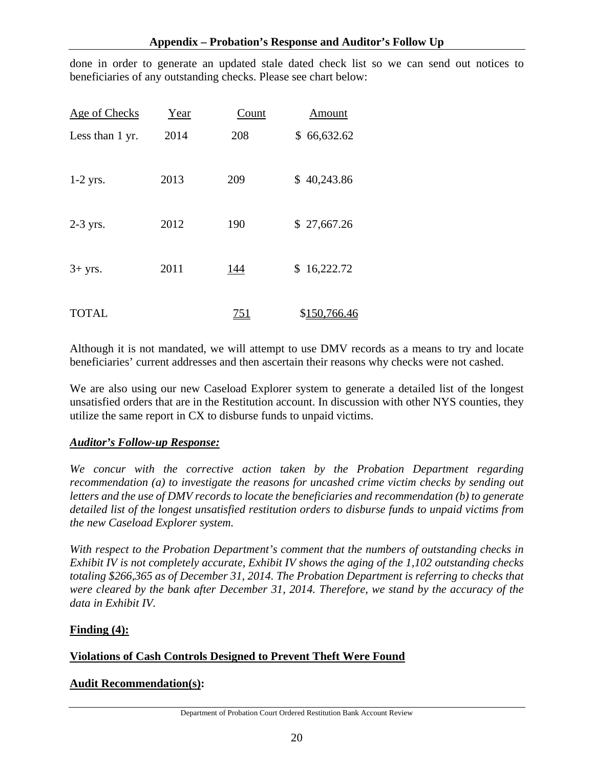done in order to generate an updated stale dated check list so we can send out notices to beneficiaries of any outstanding checks. Please see chart below:

| Age of Checks | Year | Count | Amount |
|---|---|---|---|
| Less than 1 yr. | 2014 | 208 | $ 66,632.62 |
| 1-2 yrs. | 2013 | 209 | $ 40,243.86 |
| 2-3 yrs. | 2012 | 190 | $ 27,667.26 |
| 3+ yrs. | 2011 | 144 | $ 16,222.72 |
| TOTAL | | 751 | $150,766.46 |

Although it is not mandated, we will attempt to use DMV records as a means to try and locate beneficiaries' current addresses and then ascertain their reasons why checks were not cashed.

We are also using our new Caseload Explorer system to generate a detailed list of the longest unsatisfied orders that are in the Restitution account. In discussion with other NYS counties, they utilize the same report in CX to disburse funds to unpaid victims.

***Auditor's Follow-up Response:***

*We concur with the corrective action taken by the Probation Department regarding recommendation (a) to investigate the reasons for uncashed crime victim checks by sending out letters and the use of DMV records to locate the beneficiaries and recommendation (b) to generate detailed list of the longest unsatisfied restitution orders to disburse funds to unpaid victims from the new Caseload Explorer system.*

*With respect to the Probation Department's comment that the numbers of outstanding checks in Exhibit IV is not completely accurate, Exhibit IV shows the aging of the 1,102 outstanding checks totaling $266,365 as of December 31, 2014. The Probation Department is referring to checks that were cleared by the bank after December 31, 2014. Therefore, we stand by the accuracy of the data in Exhibit IV.*

**Finding (4):**

**Violations of Cash Controls Designed to Prevent Theft Were Found**

**Audit Recommendation(s):**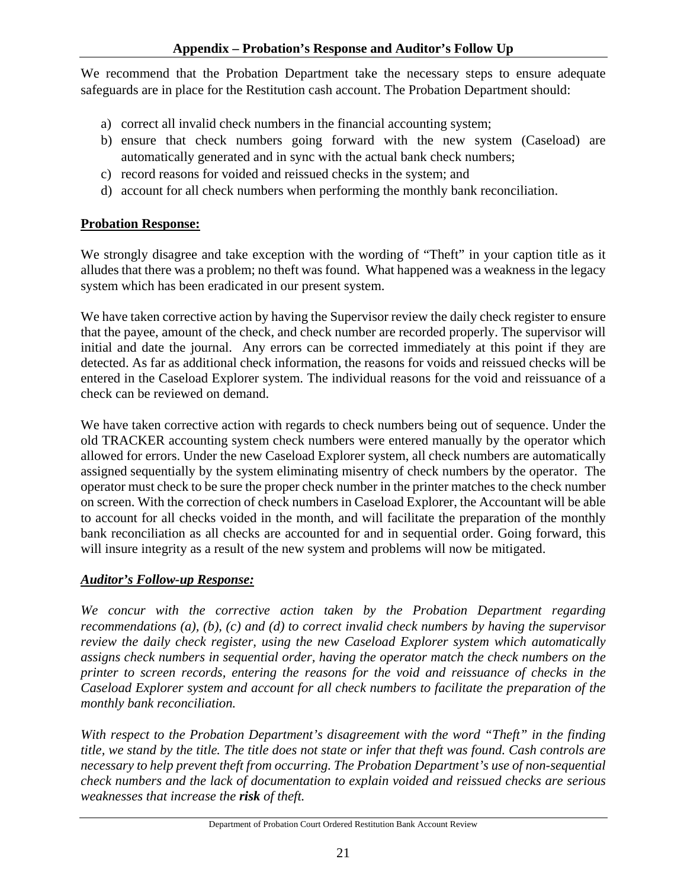## Appendix – Probation's Response and Auditor's Follow Up

We recommend that the Probation Department take the necessary steps to ensure adequate safeguards are in place for the Restitution cash account. The Probation Department should:

a) correct all invalid check numbers in the financial accounting system;
b) ensure that check numbers going forward with the new system (Caseload) are automatically generated and in sync with the actual bank check numbers;
c) record reasons for voided and reissued checks in the system; and
d) account for all check numbers when performing the monthly bank reconciliation.

**Probation Response:**

We strongly disagree and take exception with the wording of "Theft" in your caption title as it alludes that there was a problem; no theft was found. What happened was a weakness in the legacy system which has been eradicated in our present system.

We have taken corrective action by having the Supervisor review the daily check register to ensure that the payee, amount of the check, and check number are recorded properly. The supervisor will initial and date the journal. Any errors can be corrected immediately at this point if they are detected. As far as additional check information, the reasons for voids and reissued checks will be entered in the Caseload Explorer system. The individual reasons for the void and reissuance of a check can be reviewed on demand.

We have taken corrective action with regards to check numbers being out of sequence. Under the old TRACKER accounting system check numbers were entered manually by the operator which allowed for errors. Under the new Caseload Explorer system, all check numbers are automatically assigned sequentially by the system eliminating misentry of check numbers by the operator. The operator must check to be sure the proper check number in the printer matches to the check number on screen. With the correction of check numbers in Caseload Explorer, the Accountant will be able to account for all checks voided in the month, and will facilitate the preparation of the monthly bank reconciliation as all checks are accounted for and in sequential order. Going forward, this will insure integrity as a result of the new system and problems will now be mitigated.

***Auditor's Follow-up Response:***

*We concur with the corrective action taken by the Probation Department regarding recommendations (a), (b), (c) and (d) to correct invalid check numbers by having the supervisor review the daily check register, using the new Caseload Explorer system which automatically assigns check numbers in sequential order, having the operator match the check numbers on the printer to screen records, entering the reasons for the void and reissuance of checks in the Caseload Explorer system and account for all check numbers to facilitate the preparation of the monthly bank reconciliation.*

*With respect to the Probation Department's disagreement with the word "Theft" in the finding title, we stand by the title. The title does not state or infer that theft was found. Cash controls are necessary to help prevent theft from occurring. The Probation Department's use of non-sequential check numbers and the lack of documentation to explain voided and reissued checks are serious weaknesses that increase the* ***risk*** *of theft.*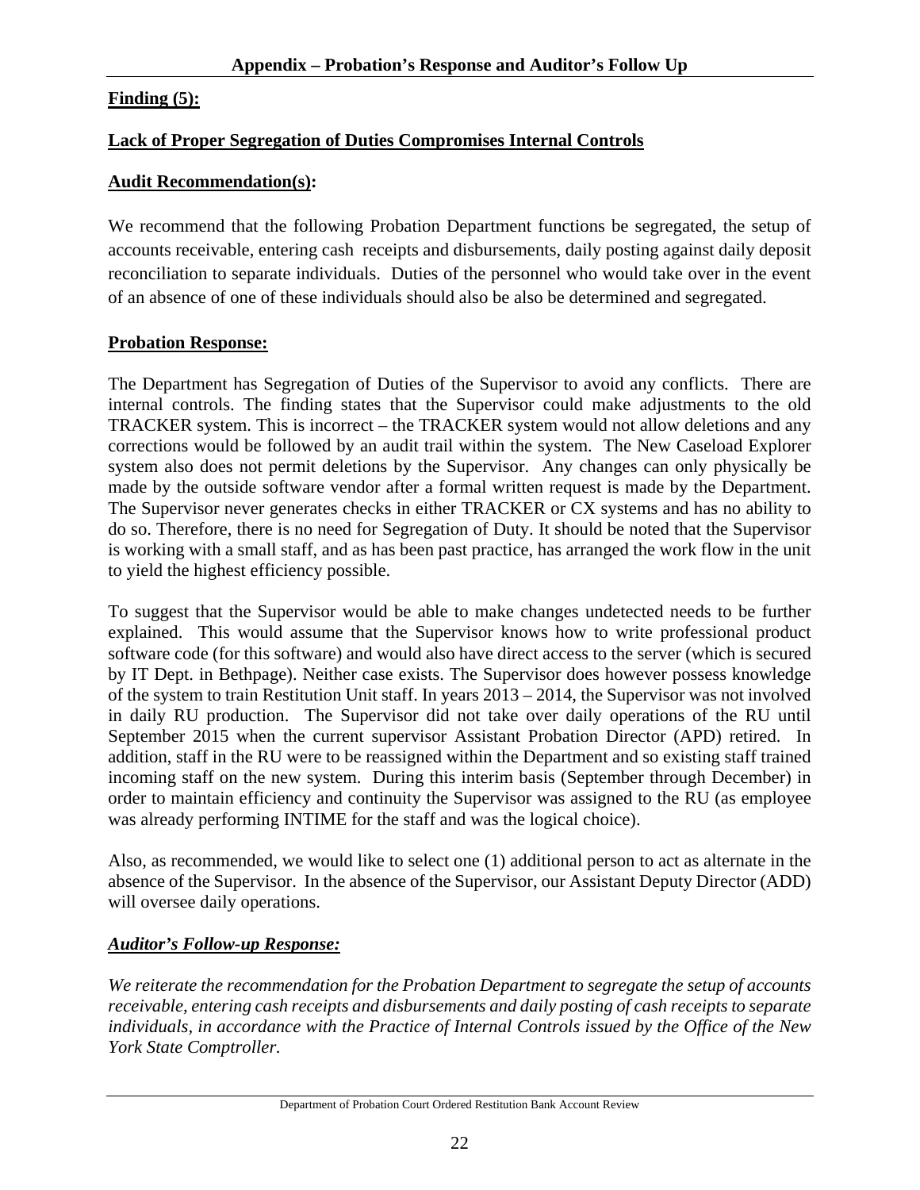## Appendix – Probation's Response and Auditor's Follow Up

**Finding (5):**

**Lack of Proper Segregation of Duties Compromises Internal Controls**

**Audit Recommendation(s):**

We recommend that the following Probation Department functions be segregated, the setup of accounts receivable, entering cash receipts and disbursements, daily posting against daily deposit reconciliation to separate individuals. Duties of the personnel who would take over in the event of an absence of one of these individuals should also be also be determined and segregated.

**Probation Response:**

The Department has Segregation of Duties of the Supervisor to avoid any conflicts. There are internal controls. The finding states that the Supervisor could make adjustments to the old TRACKER system. This is incorrect – the TRACKER system would not allow deletions and any corrections would be followed by an audit trail within the system. The New Caseload Explorer system also does not permit deletions by the Supervisor. Any changes can only physically be made by the outside software vendor after a formal written request is made by the Department. The Supervisor never generates checks in either TRACKER or CX systems and has no ability to do so. Therefore, there is no need for Segregation of Duty. It should be noted that the Supervisor is working with a small staff, and as has been past practice, has arranged the work flow in the unit to yield the highest efficiency possible.

To suggest that the Supervisor would be able to make changes undetected needs to be further explained. This would assume that the Supervisor knows how to write professional product software code (for this software) and would also have direct access to the server (which is secured by IT Dept. in Bethpage). Neither case exists. The Supervisor does however possess knowledge of the system to train Restitution Unit staff. In years 2013 – 2014, the Supervisor was not involved in daily RU production. The Supervisor did not take over daily operations of the RU until September 2015 when the current supervisor Assistant Probation Director (APD) retired. In addition, staff in the RU were to be reassigned within the Department and so existing staff trained incoming staff on the new system. During this interim basis (September through December) in order to maintain efficiency and continuity the Supervisor was assigned to the RU (as employee was already performing INTIME for the staff and was the logical choice).

Also, as recommended, we would like to select one (1) additional person to act as alternate in the absence of the Supervisor. In the absence of the Supervisor, our Assistant Deputy Director (ADD) will oversee daily operations.

***Auditor's Follow-up Response:***

*We reiterate the recommendation for the Probation Department to segregate the setup of accounts receivable, entering cash receipts and disbursements and daily posting of cash receipts to separate individuals, in accordance with the Practice of Internal Controls issued by the Office of the New York State Comptroller.*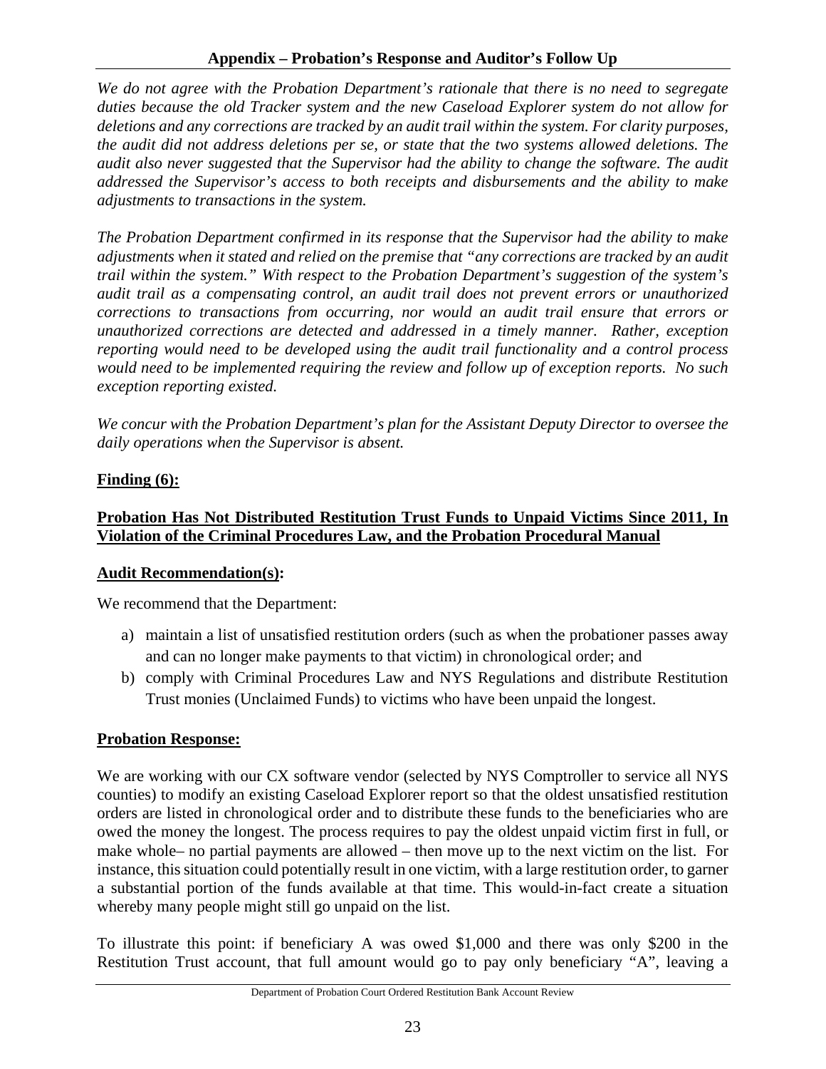*We do not agree with the Probation Department's rationale that there is no need to segregate duties because the old Tracker system and the new Caseload Explorer system do not allow for deletions and any corrections are tracked by an audit trail within the system. For clarity purposes, the audit did not address deletions per se, or state that the two systems allowed deletions. The audit also never suggested that the Supervisor had the ability to change the software. The audit addressed the Supervisor's access to both receipts and disbursements and the ability to make adjustments to transactions in the system.*

*The Probation Department confirmed in its response that the Supervisor had the ability to make adjustments when it stated and relied on the premise that "any corrections are tracked by an audit trail within the system." With respect to the Probation Department's suggestion of the system's audit trail as a compensating control, an audit trail does not prevent errors or unauthorized corrections to transactions from occurring, nor would an audit trail ensure that errors or unauthorized corrections are detected and addressed in a timely manner. Rather, exception reporting would need to be developed using the audit trail functionality and a control process would need to be implemented requiring the review and follow up of exception reports. No such exception reporting existed.*

*We concur with the Probation Department's plan for the Assistant Deputy Director to oversee the daily operations when the Supervisor is absent.*

**Finding (6):**

**Probation Has Not Distributed Restitution Trust Funds to Unpaid Victims Since 2011, In Violation of the Criminal Procedures Law, and the Probation Procedural Manual**

**Audit Recommendation(s):**

We recommend that the Department:

a) maintain a list of unsatisfied restitution orders (such as when the probationer passes away and can no longer make payments to that victim) in chronological order; and
b) comply with Criminal Procedures Law and NYS Regulations and distribute Restitution Trust monies (Unclaimed Funds) to victims who have been unpaid the longest.

**Probation Response:**

We are working with our CX software vendor (selected by NYS Comptroller to service all NYS counties) to modify an existing Caseload Explorer report so that the oldest unsatisfied restitution orders are listed in chronological order and to distribute these funds to the beneficiaries who are owed the money the longest. The process requires to pay the oldest unpaid victim first in full, or make whole– no partial payments are allowed – then move up to the next victim on the list. For instance, this situation could potentially result in one victim, with a large restitution order, to garner a substantial portion of the funds available at that time. This would-in-fact create a situation whereby many people might still go unpaid on the list.

To illustrate this point: if beneficiary A was owed $1,000 and there was only $200 in the Restitution Trust account, that full amount would go to pay only beneficiary "A", leaving a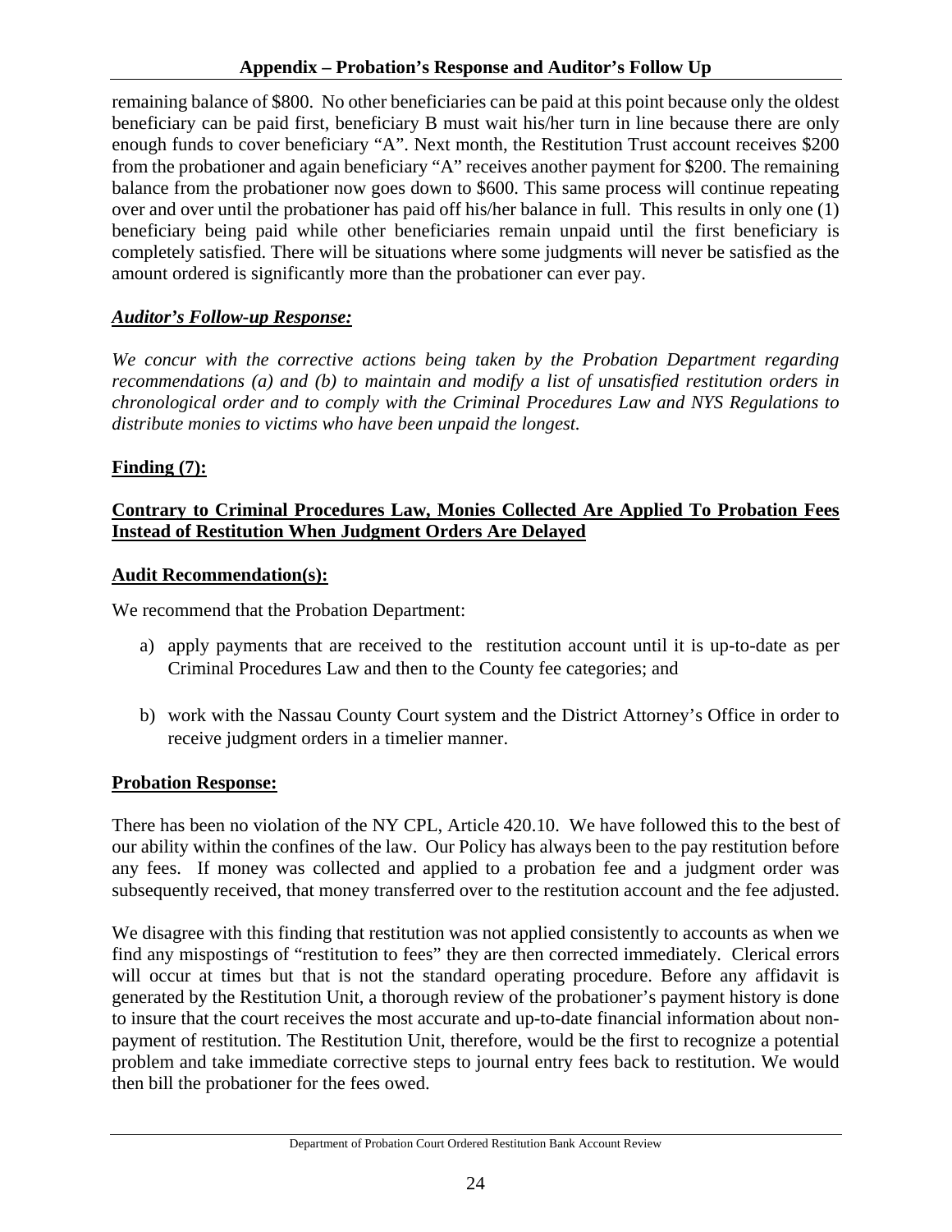remaining balance of $800. No other beneficiaries can be paid at this point because only the oldest beneficiary can be paid first, beneficiary B must wait his/her turn in line because there are only enough funds to cover beneficiary "A". Next month, the Restitution Trust account receives $200 from the probationer and again beneficiary "A" receives another payment for $200. The remaining balance from the probationer now goes down to $600. This same process will continue repeating over and over until the probationer has paid off his/her balance in full. This results in only one (1) beneficiary being paid while other beneficiaries remain unpaid until the first beneficiary is completely satisfied. There will be situations where some judgments will never be satisfied as the amount ordered is significantly more than the probationer can ever pay.

***Auditor's Follow-up Response:***

*We concur with the corrective actions being taken by the Probation Department regarding recommendations (a) and (b) to maintain and modify a list of unsatisfied restitution orders in chronological order and to comply with the Criminal Procedures Law and NYS Regulations to distribute monies to victims who have been unpaid the longest.*

**Finding (7):**

**Contrary to Criminal Procedures Law, Monies Collected Are Applied To Probation Fees Instead of Restitution When Judgment Orders Are Delayed**

**Audit Recommendation(s):**

We recommend that the Probation Department:

a) apply payments that are received to the restitution account until it is up-to-date as per Criminal Procedures Law and then to the County fee categories; and

b) work with the Nassau County Court system and the District Attorney's Office in order to receive judgment orders in a timelier manner.

**Probation Response:**

There has been no violation of the NY CPL, Article 420.10. We have followed this to the best of our ability within the confines of the law. Our Policy has always been to the pay restitution before any fees. If money was collected and applied to a probation fee and a judgment order was subsequently received, that money transferred over to the restitution account and the fee adjusted.

We disagree with this finding that restitution was not applied consistently to accounts as when we find any mispostings of "restitution to fees" they are then corrected immediately. Clerical errors will occur at times but that is not the standard operating procedure. Before any affidavit is generated by the Restitution Unit, a thorough review of the probationer's payment history is done to insure that the court receives the most accurate and up-to-date financial information about non-payment of restitution. The Restitution Unit, therefore, would be the first to recognize a potential problem and take immediate corrective steps to journal entry fees back to restitution. We would then bill the probationer for the fees owed.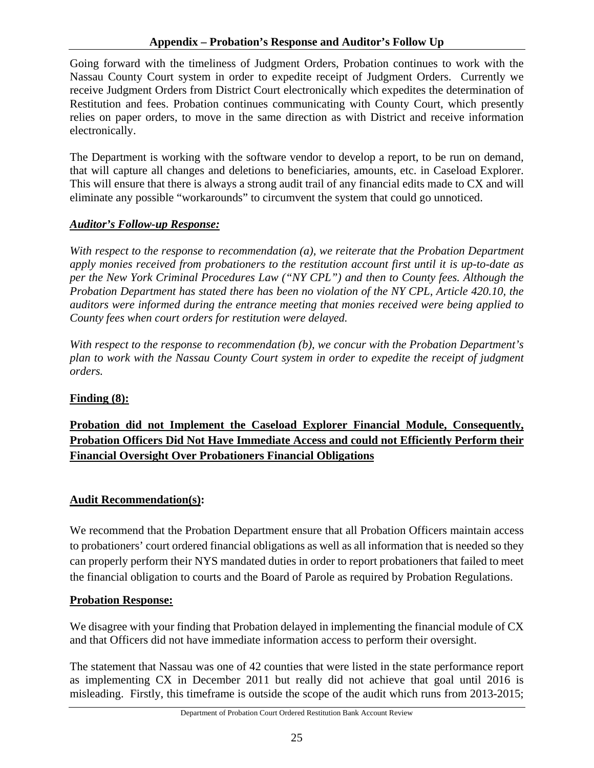Going forward with the timeliness of Judgment Orders, Probation continues to work with the Nassau County Court system in order to expedite receipt of Judgment Orders. Currently we receive Judgment Orders from District Court electronically which expedites the determination of Restitution and fees. Probation continues communicating with County Court, which presently relies on paper orders, to move in the same direction as with District and receive information electronically.

The Department is working with the software vendor to develop a report, to be run on demand, that will capture all changes and deletions to beneficiaries, amounts, etc. in Caseload Explorer. This will ensure that there is always a strong audit trail of any financial edits made to CX and will eliminate any possible "workarounds" to circumvent the system that could go unnoticed.

***Auditor's Follow-up Response:***

*With respect to the response to recommendation (a), we reiterate that the Probation Department apply monies received from probationers to the restitution account first until it is up-to-date as per the New York Criminal Procedures Law ("NY CPL") and then to County fees. Although the Probation Department has stated there has been no violation of the NY CPL, Article 420.10, the auditors were informed during the entrance meeting that monies received were being applied to County fees when court orders for restitution were delayed.*

*With respect to the response to recommendation (b), we concur with the Probation Department's plan to work with the Nassau County Court system in order to expedite the receipt of judgment orders.*

**Finding (8):**

**Probation did not Implement the Caseload Explorer Financial Module, Consequently, Probation Officers Did Not Have Immediate Access and could not Efficiently Perform their Financial Oversight Over Probationers Financial Obligations**

**Audit Recommendation(s):**

We recommend that the Probation Department ensure that all Probation Officers maintain access to probationers' court ordered financial obligations as well as all information that is needed so they can properly perform their NYS mandated duties in order to report probationers that failed to meet the financial obligation to courts and the Board of Parole as required by Probation Regulations.

**Probation Response:**

We disagree with your finding that Probation delayed in implementing the financial module of CX and that Officers did not have immediate information access to perform their oversight.

The statement that Nassau was one of 42 counties that were listed in the state performance report as implementing CX in December 2011 but really did not achieve that goal until 2016 is misleading. Firstly, this timeframe is outside the scope of the audit which runs from 2013-2015;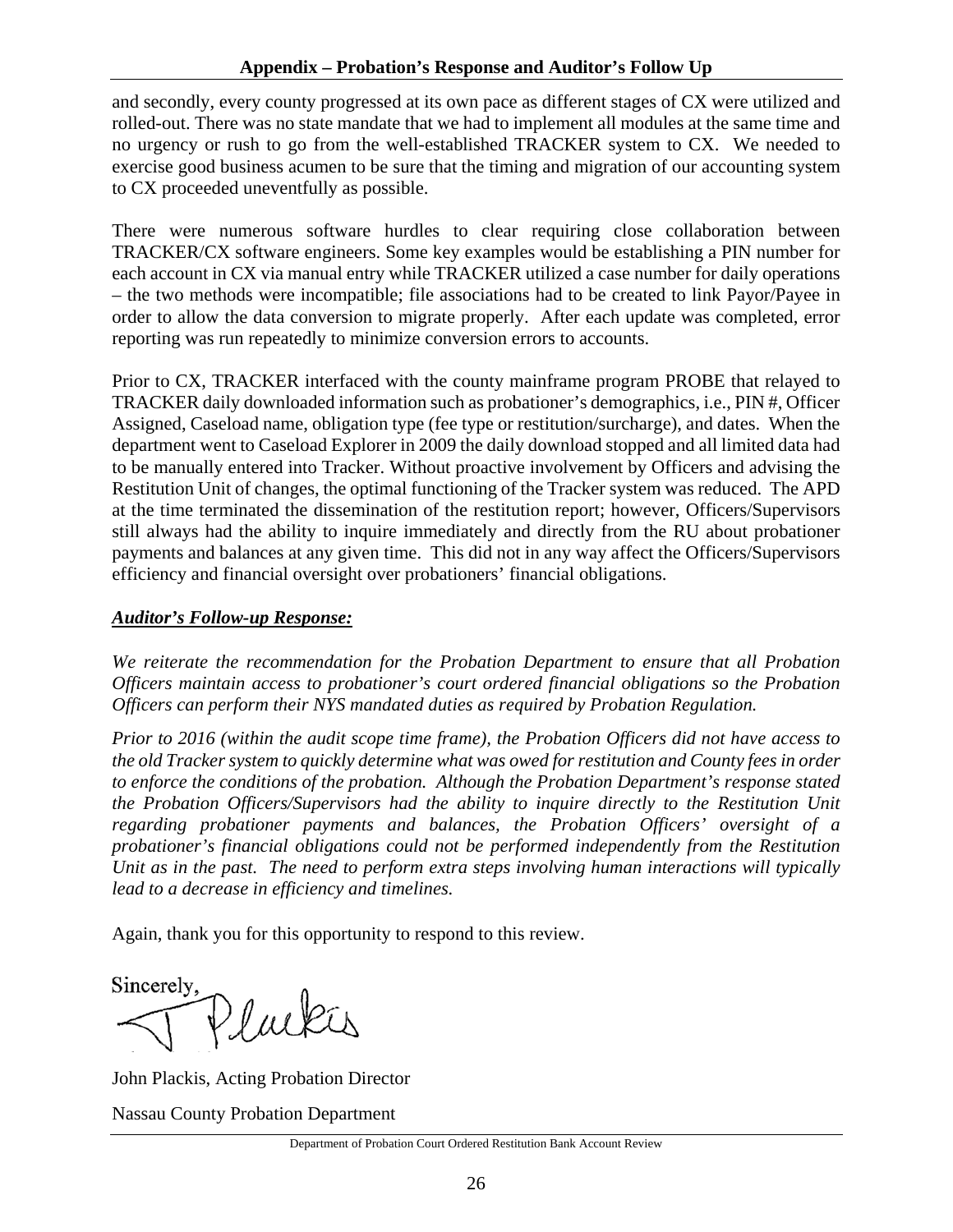and secondly, every county progressed at its own pace as different stages of CX were utilized and rolled-out. There was no state mandate that we had to implement all modules at the same time and no urgency or rush to go from the well-established TRACKER system to CX. We needed to exercise good business acumen to be sure that the timing and migration of our accounting system to CX proceeded uneventfully as possible.

There were numerous software hurdles to clear requiring close collaboration between TRACKER/CX software engineers. Some key examples would be establishing a PIN number for each account in CX via manual entry while TRACKER utilized a case number for daily operations – the two methods were incompatible; file associations had to be created to link Payor/Payee in order to allow the data conversion to migrate properly. After each update was completed, error reporting was run repeatedly to minimize conversion errors to accounts.

Prior to CX, TRACKER interfaced with the county mainframe program PROBE that relayed to TRACKER daily downloaded information such as probationer's demographics, i.e., PIN #, Officer Assigned, Caseload name, obligation type (fee type or restitution/surcharge), and dates. When the department went to Caseload Explorer in 2009 the daily download stopped and all limited data had to be manually entered into Tracker. Without proactive involvement by Officers and advising the Restitution Unit of changes, the optimal functioning of the Tracker system was reduced. The APD at the time terminated the dissemination of the restitution report; however, Officers/Supervisors still always had the ability to inquire immediately and directly from the RU about probationer payments and balances at any given time. This did not in any way affect the Officers/Supervisors efficiency and financial oversight over probationers' financial obligations.

***Auditor's Follow-up Response:***

*We reiterate the recommendation for the Probation Department to ensure that all Probation Officers maintain access to probationer's court ordered financial obligations so the Probation Officers can perform their NYS mandated duties as required by Probation Regulation.*

*Prior to 2016 (within the audit scope time frame), the Probation Officers did not have access to the old Tracker system to quickly determine what was owed for restitution and County fees in order to enforce the conditions of the probation. Although the Probation Department's response stated the Probation Officers/Supervisors had the ability to inquire directly to the Restitution Unit regarding probationer payments and balances, the Probation Officers' oversight of a probationer's financial obligations could not be performed independently from the Restitution Unit as in the past. The need to perform extra steps involving human interactions will typically lead to a decrease in efficiency and timelines.*

Again, thank you for this opportunity to respond to this review.

Sincerely,

John Plackis, Acting Probation Director

Nassau County Probation Department